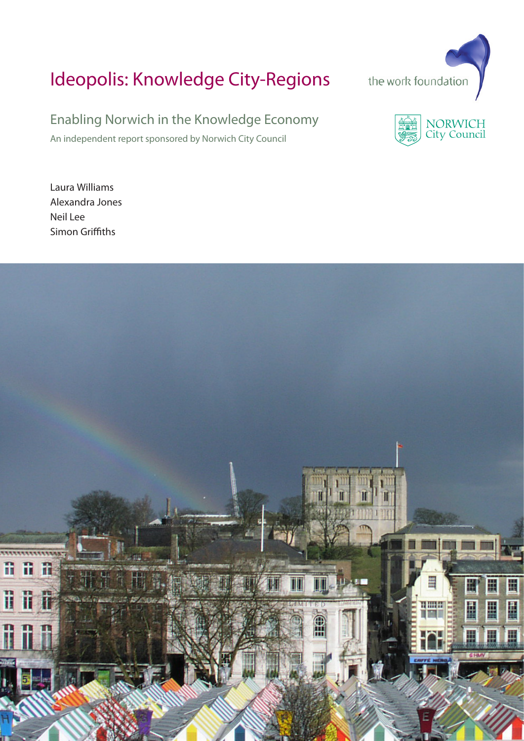# Ideopolis: Knowledge City-Regions

the work foundation

NORWICH City Council

## Enabling Norwich in the Knowledge Economy

An independent report sponsored by Norwich City Council

Laura Williams
Alexandra Jones
Neil Lee
Simon Griffiths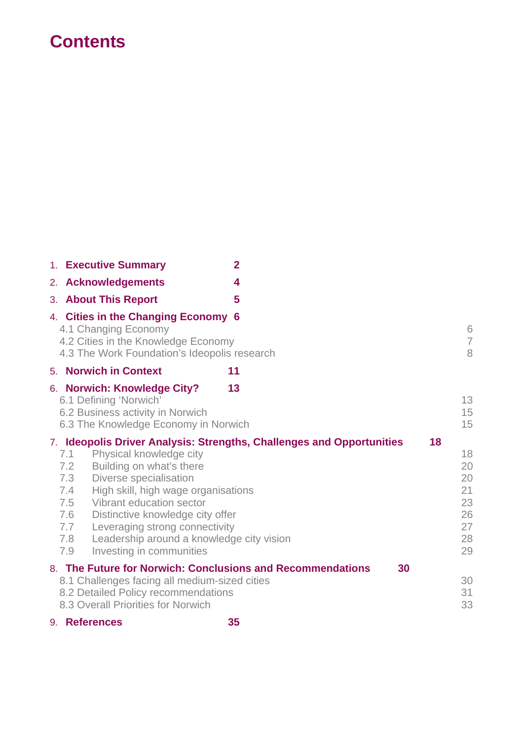# Contents

1. **Executive Summary** 2
2. **Acknowledgements** 4
3. **About This Report** 5
4. **Cities in the Changing Economy** 6
   - 4.1 Changing Economy 6
   - 4.2 Cities in the Knowledge Economy 7
   - 4.3 The Work Foundation's Ideopolis research 8
5. **Norwich in Context** 11
6. **Norwich: Knowledge City?** 13
   - 6.1 Defining 'Norwich' 13
   - 6.2 Business activity in Norwich 15
   - 6.3 The Knowledge Economy in Norwich 15
7. **Ideopolis Driver Analysis: Strengths, Challenges and Opportunities** 18
   - 7.1 Physical knowledge city 18
   - 7.2 Building on what's there 20
   - 7.3 Diverse specialisation 20
   - 7.4 High skill, high wage organisations 21
   - 7.5 Vibrant education sector 23
   - 7.6 Distinctive knowledge city offer 26
   - 7.7 Leveraging strong connectivity 27
   - 7.8 Leadership around a knowledge city vision 28
   - 7.9 Investing in communities 29
8. **The Future for Norwich: Conclusions and Recommendations** 30
   - 8.1 Challenges facing all medium-sized cities 30
   - 8.2 Detailed Policy recommendations 31
   - 8.3 Overall Priorities for Norwich 33
9. **References** 35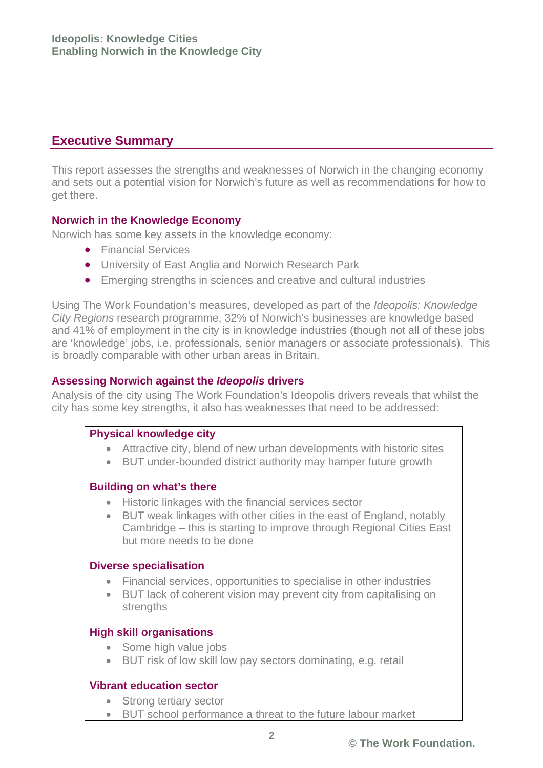## Executive Summary

This report assesses the strengths and weaknesses of Norwich in the changing economy and sets out a potential vision for Norwich's future as well as recommendations for how to get there.

### Norwich in the Knowledge Economy

Norwich has some key assets in the knowledge economy:

- Financial Services
- University of East Anglia and Norwich Research Park
- Emerging strengths in sciences and creative and cultural industries

Using The Work Foundation's measures, developed as part of the *Ideopolis: Knowledge City Regions* research programme, 32% of Norwich's businesses are knowledge based and 41% of employment in the city is in knowledge industries (though not all of these jobs are 'knowledge' jobs, i.e. professionals, senior managers or associate professionals). This is broadly comparable with other urban areas in Britain.

### Assessing Norwich against the *Ideopolis* drivers

Analysis of the city using The Work Foundation's Ideopolis drivers reveals that whilst the city has some key strengths, it also has weaknesses that need to be addressed:

**Physical knowledge city**

- Attractive city, blend of new urban developments with historic sites
- BUT under-bounded district authority may hamper future growth

**Building on what's there**

- Historic linkages with the financial services sector
- BUT weak linkages with other cities in the east of England, notably Cambridge – this is starting to improve through Regional Cities East but more needs to be done

**Diverse specialisation**

- Financial services, opportunities to specialise in other industries
- BUT lack of coherent vision may prevent city from capitalising on strengths

**High skill organisations**

- Some high value jobs
- BUT risk of low skill low pay sectors dominating, e.g. retail

**Vibrant education sector**

- Strong tertiary sector
- BUT school performance a threat to the future labour market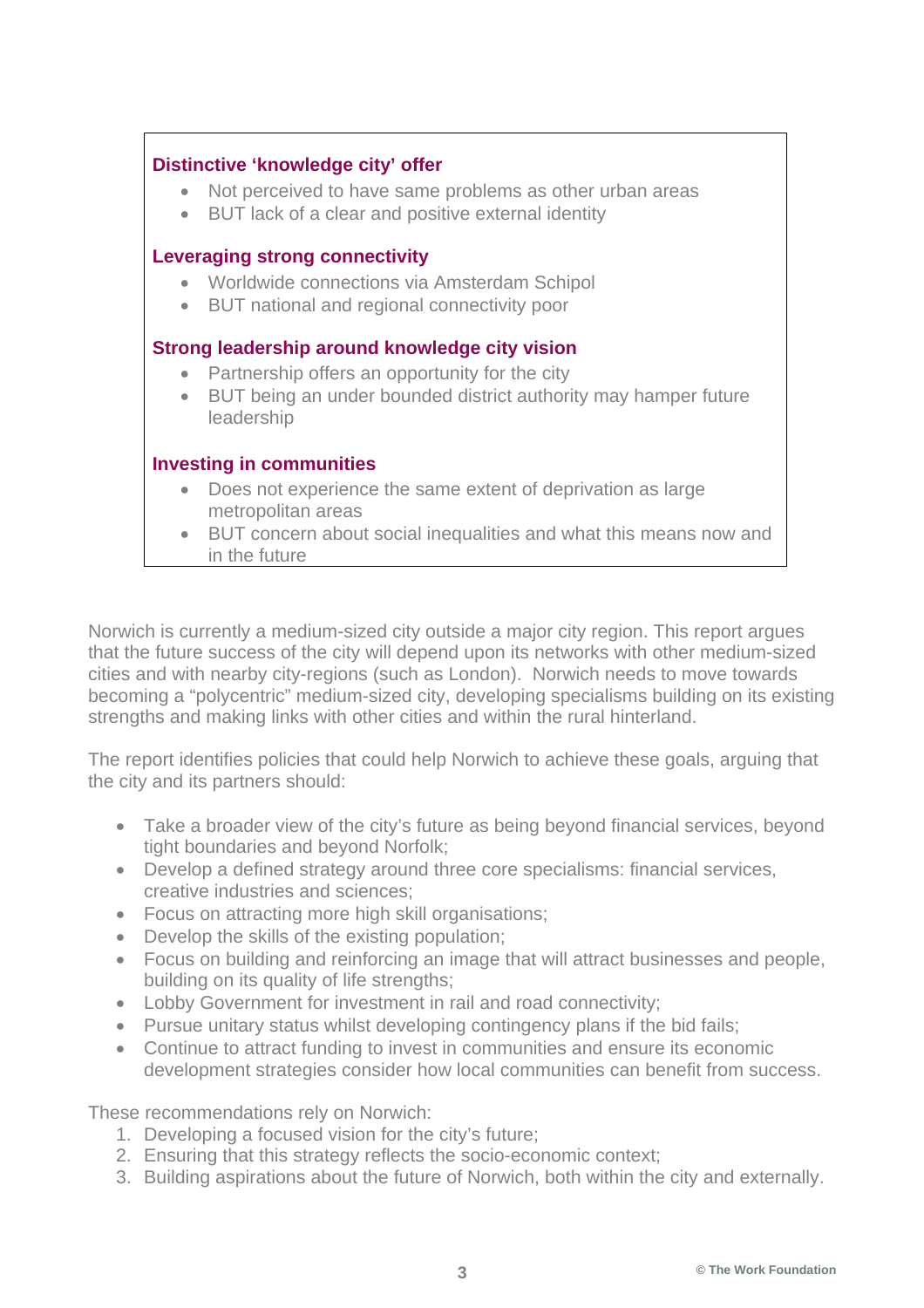**Distinctive 'knowledge city' offer**

- Not perceived to have same problems as other urban areas
- BUT lack of a clear and positive external identity

**Leveraging strong connectivity**

- Worldwide connections via Amsterdam Schipol
- BUT national and regional connectivity poor

**Strong leadership around knowledge city vision**

- Partnership offers an opportunity for the city
- BUT being an under bounded district authority may hamper future leadership

**Investing in communities**

- Does not experience the same extent of deprivation as large metropolitan areas
- BUT concern about social inequalities and what this means now and in the future

Norwich is currently a medium-sized city outside a major city region. This report argues that the future success of the city will depend upon its networks with other medium-sized cities and with nearby city-regions (such as London). Norwich needs to move towards becoming a "polycentric" medium-sized city, developing specialisms building on its existing strengths and making links with other cities and within the rural hinterland.

The report identifies policies that could help Norwich to achieve these goals, arguing that the city and its partners should:

- Take a broader view of the city's future as being beyond financial services, beyond tight boundaries and beyond Norfolk;
- Develop a defined strategy around three core specialisms: financial services, creative industries and sciences;
- Focus on attracting more high skill organisations;
- Develop the skills of the existing population;
- Focus on building and reinforcing an image that will attract businesses and people, building on its quality of life strengths;
- Lobby Government for investment in rail and road connectivity;
- Pursue unitary status whilst developing contingency plans if the bid fails;
- Continue to attract funding to invest in communities and ensure its economic development strategies consider how local communities can benefit from success.

These recommendations rely on Norwich:

1. Developing a focused vision for the city's future;
2. Ensuring that this strategy reflects the socio-economic context;
3. Building aspirations about the future of Norwich, both within the city and externally.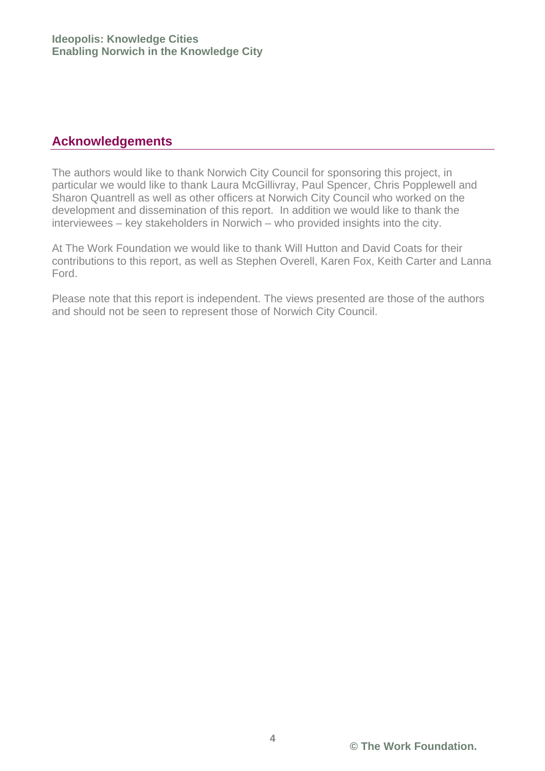## Acknowledgements

The authors would like to thank Norwich City Council for sponsoring this project, in particular we would like to thank Laura McGillivray, Paul Spencer, Chris Popplewell and Sharon Quantrell as well as other officers at Norwich City Council who worked on the development and dissemination of this report. In addition we would like to thank the interviewees – key stakeholders in Norwich – who provided insights into the city.

At The Work Foundation we would like to thank Will Hutton and David Coats for their contributions to this report, as well as Stephen Overell, Karen Fox, Keith Carter and Lanna Ford.

Please note that this report is independent. The views presented are those of the authors and should not be seen to represent those of Norwich City Council.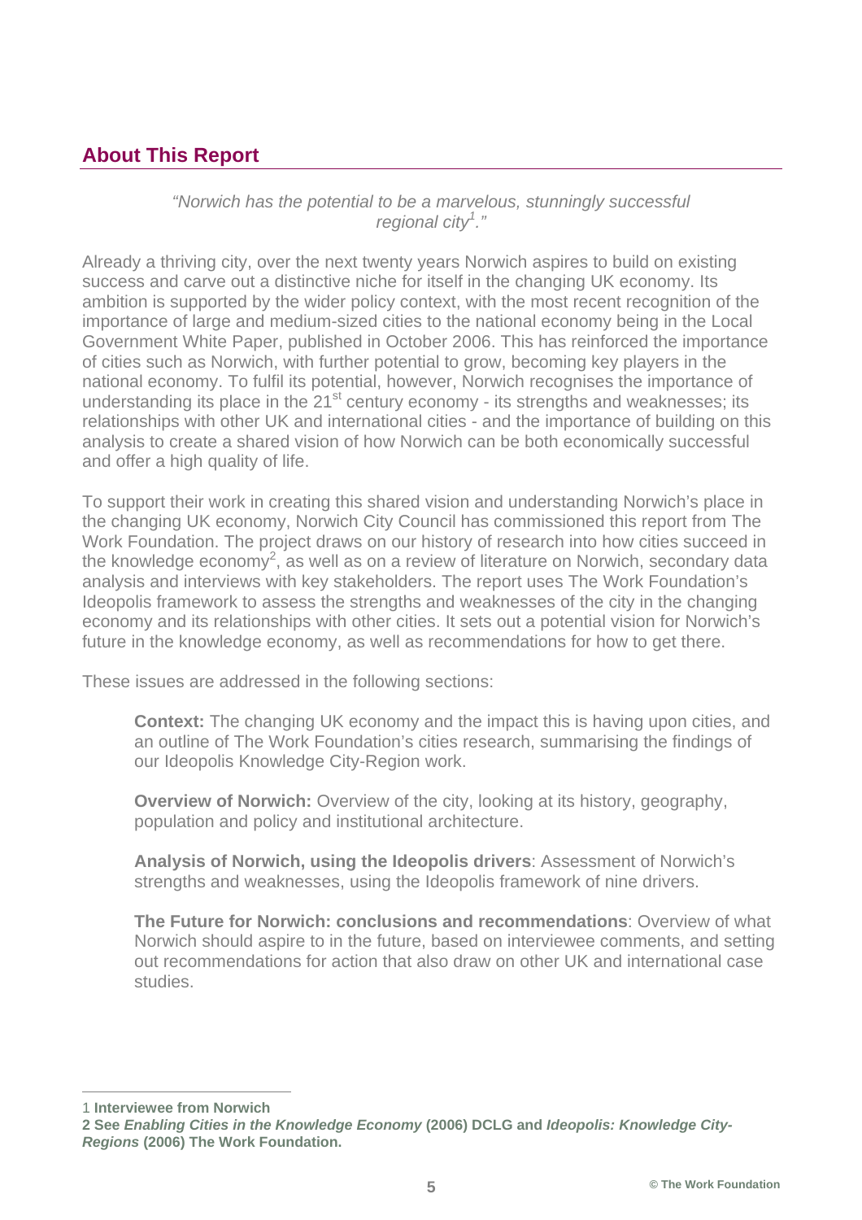## About This Report

> *"Norwich has the potential to be a marvelous, stunningly successful regional city[1]."*

Already a thriving city, over the next twenty years Norwich aspires to build on existing success and carve out a distinctive niche for itself in the changing UK economy. Its ambition is supported by the wider policy context, with the most recent recognition of the importance of large and medium-sized cities to the national economy being in the Local Government White Paper, published in October 2006. This has reinforced the importance of cities such as Norwich, with further potential to grow, becoming key players in the national economy. To fulfil its potential, however, Norwich recognises the importance of understanding its place in the 21st century economy - its strengths and weaknesses; its relationships with other UK and international cities - and the importance of building on this analysis to create a shared vision of how Norwich can be both economically successful and offer a high quality of life.

To support their work in creating this shared vision and understanding Norwich's place in the changing UK economy, Norwich City Council has commissioned this report from The Work Foundation. The project draws on our history of research into how cities succeed in the knowledge economy[2], as well as on a review of literature on Norwich, secondary data analysis and interviews with key stakeholders. The report uses The Work Foundation's Ideopolis framework to assess the strengths and weaknesses of the city in the changing economy and its relationships with other cities. It sets out a potential vision for Norwich's future in the knowledge economy, as well as recommendations for how to get there.

These issues are addressed in the following sections:

**Context:** The changing UK economy and the impact this is having upon cities, and an outline of The Work Foundation's cities research, summarising the findings of our Ideopolis Knowledge City-Region work.

**Overview of Norwich:** Overview of the city, looking at its history, geography, population and policy and institutional architecture.

**Analysis of Norwich, using the Ideopolis drivers**: Assessment of Norwich's strengths and weaknesses, using the Ideopolis framework of nine drivers.

**The Future for Norwich: conclusions and recommendations**: Overview of what Norwich should aspire to in the future, based on interviewee comments, and setting out recommendations for action that also draw on other UK and international case studies.

---

1 **Interviewee from Norwich**

**2 See *Enabling Cities in the Knowledge Economy* (2006) DCLG and *Ideopolis: Knowledge City-Regions* (2006) The Work Foundation.**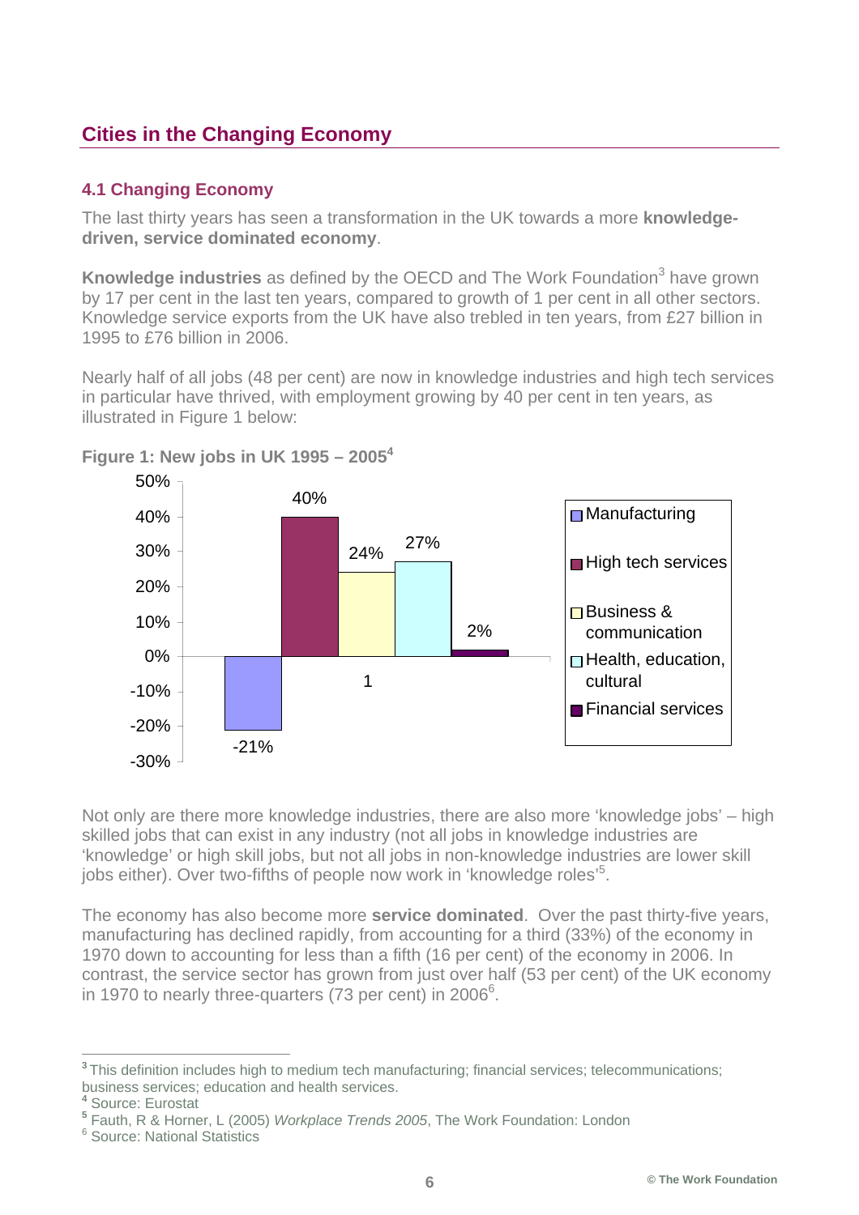## Cities in the Changing Economy

### 4.1 Changing Economy

The last thirty years has seen a transformation in the UK towards a more **knowledge-driven, service dominated economy**.

**Knowledge industries** as defined by the OECD and The Work Foundation[3] have grown by 17 per cent in the last ten years, compared to growth of 1 per cent in all other sectors. Knowledge service exports from the UK have also trebled in ten years, from £27 billion in 1995 to £76 billion in 2006.

Nearly half of all jobs (48 per cent) are now in knowledge industries and high tech services in particular have thrived, with employment growing by 40 per cent in ten years, as illustrated in Figure 1 below:

**Figure 1: New jobs in UK 1995 – 2005[4]**

| Sector | New jobs |
|---|---|
| Manufacturing | -21% |
| High tech services | 40% |
| Business & communication | 24% |
| Health, education, cultural | 27% |
| Financial services | 2% |

Not only are there more knowledge industries, there are also more 'knowledge jobs' – high skilled jobs that can exist in any industry (not all jobs in knowledge industries are 'knowledge' or high skill jobs, but not all jobs in non-knowledge industries are lower skill jobs either). Over two-fifths of people now work in 'knowledge roles'[5].

The economy has also become more **service dominated**. Over the past thirty-five years, manufacturing has declined rapidly, from accounting for a third (33%) of the economy in 1970 down to accounting for less than a fifth (16 per cent) of the economy in 2006. In contrast, the service sector has grown from just over half (53 per cent) of the UK economy in 1970 to nearly three-quarters (73 per cent) in 2006[6].

---

[3] This definition includes high to medium tech manufacturing; financial services; telecommunications; business services; education and health services.

[4] Source: Eurostat

[5] Fauth, R & Horner, L (2005) *Workplace Trends 2005*, The Work Foundation: London

[6] Source: National Statistics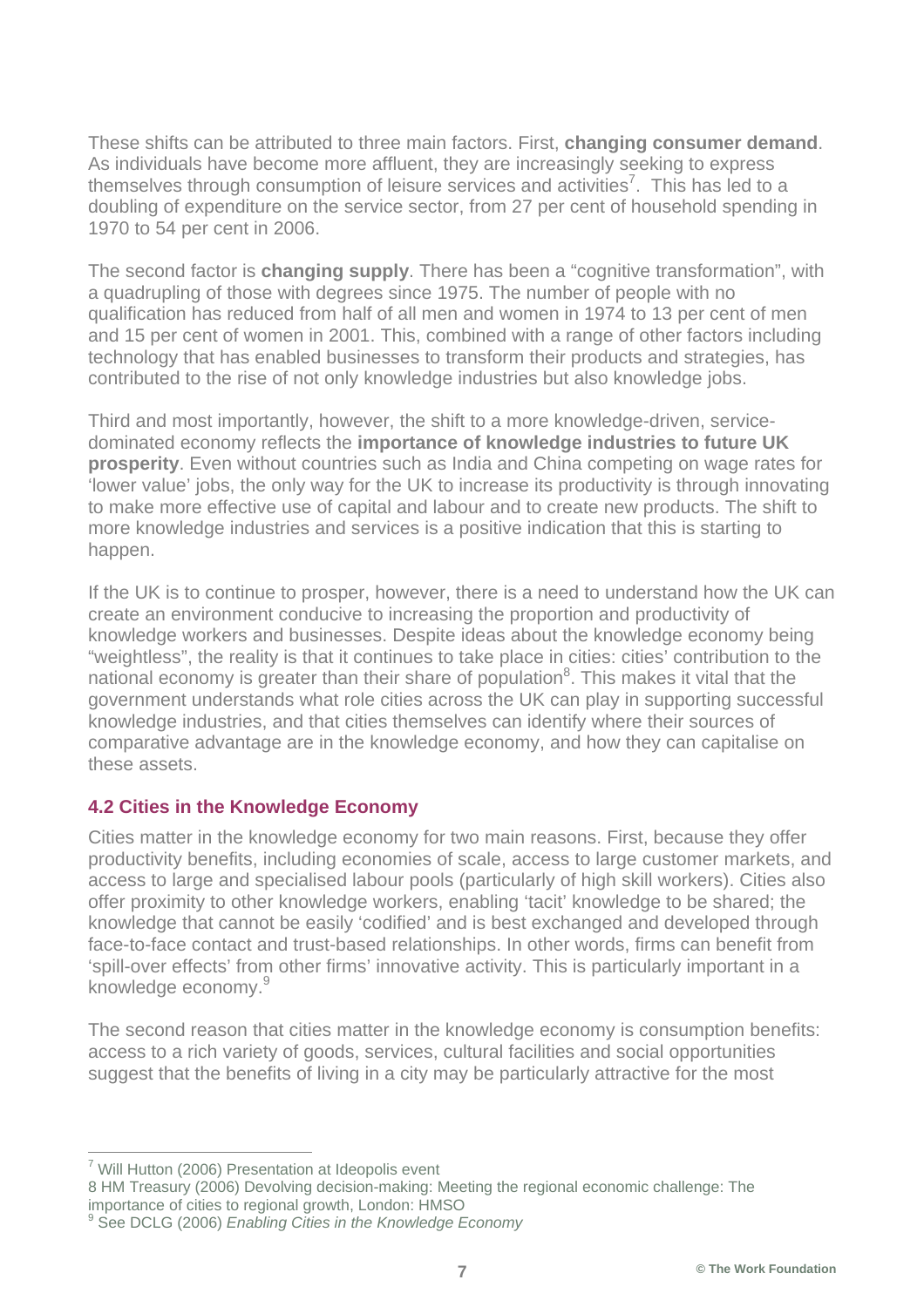These shifts can be attributed to three main factors. First, **changing consumer demand**. As individuals have become more affluent, they are increasingly seeking to express themselves through consumption of leisure services and activities[7]. This has led to a doubling of expenditure on the service sector, from 27 per cent of household spending in 1970 to 54 per cent in 2006.

The second factor is **changing supply**. There has been a "cognitive transformation", with a quadrupling of those with degrees since 1975. The number of people with no qualification has reduced from half of all men and women in 1974 to 13 per cent of men and 15 per cent of women in 2001. This, combined with a range of other factors including technology that has enabled businesses to transform their products and strategies, has contributed to the rise of not only knowledge industries but also knowledge jobs.

Third and most importantly, however, the shift to a more knowledge-driven, service-dominated economy reflects the **importance of knowledge industries to future UK prosperity**. Even without countries such as India and China competing on wage rates for 'lower value' jobs, the only way for the UK to increase its productivity is through innovating to make more effective use of capital and labour and to create new products. The shift to more knowledge industries and services is a positive indication that this is starting to happen.

If the UK is to continue to prosper, however, there is a need to understand how the UK can create an environment conducive to increasing the proportion and productivity of knowledge workers and businesses. Despite ideas about the knowledge economy being "weightless", the reality is that it continues to take place in cities: cities' contribution to the national economy is greater than their share of population[8]. This makes it vital that the government understands what role cities across the UK can play in supporting successful knowledge industries, and that cities themselves can identify where their sources of comparative advantage are in the knowledge economy, and how they can capitalise on these assets.

### 4.2 Cities in the Knowledge Economy

Cities matter in the knowledge economy for two main reasons. First, because they offer productivity benefits, including economies of scale, access to large customer markets, and access to large and specialised labour pools (particularly of high skill workers). Cities also offer proximity to other knowledge workers, enabling 'tacit' knowledge to be shared; the knowledge that cannot be easily 'codified' and is best exchanged and developed through face-to-face contact and trust-based relationships. In other words, firms can benefit from 'spill-over effects' from other firms' innovative activity. This is particularly important in a knowledge economy.[9]

The second reason that cities matter in the knowledge economy is consumption benefits: access to a rich variety of goods, services, cultural facilities and social opportunities suggest that the benefits of living in a city may be particularly attractive for the most

---

[7] Will Hutton (2006) Presentation at Ideopolis event

8 HM Treasury (2006) Devolving decision-making: Meeting the regional economic challenge: The importance of cities to regional growth, London: HMSO

[9] See DCLG (2006) *Enabling Cities in the Knowledge Economy*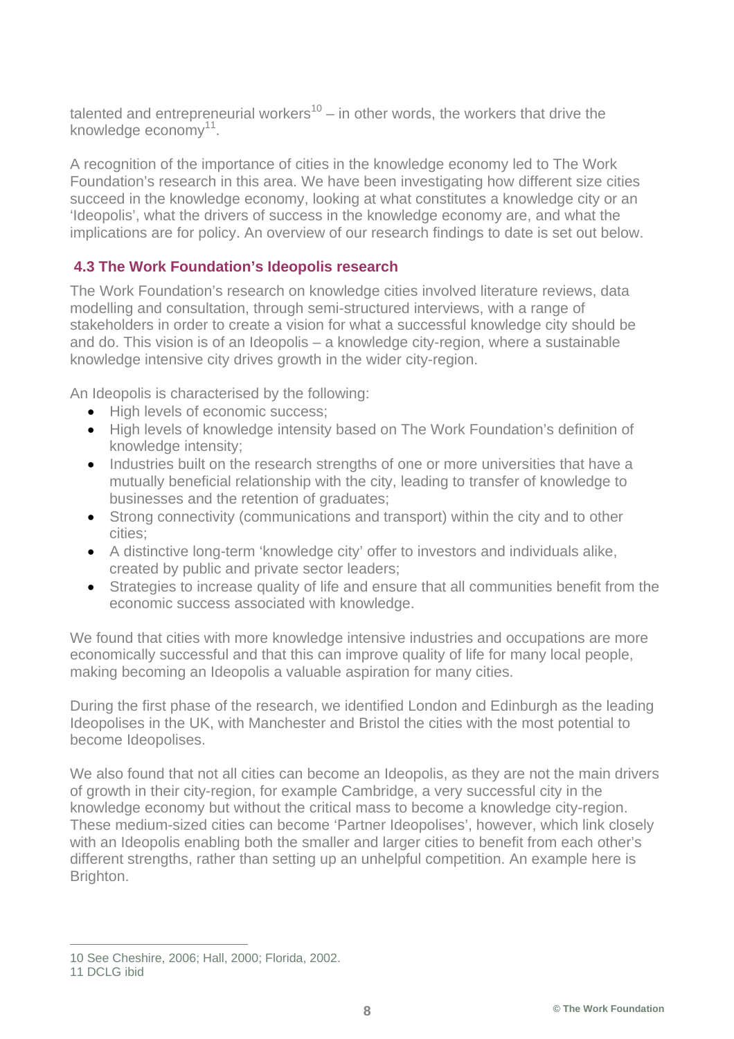talented and entrepreneurial workers[10] – in other words, the workers that drive the knowledge economy[11].

A recognition of the importance of cities in the knowledge economy led to The Work Foundation's research in this area. We have been investigating how different size cities succeed in the knowledge economy, looking at what constitutes a knowledge city or an 'Ideopolis', what the drivers of success in the knowledge economy are, and what the implications are for policy. An overview of our research findings to date is set out below.

### 4.3 The Work Foundation's Ideopolis research

The Work Foundation's research on knowledge cities involved literature reviews, data modelling and consultation, through semi-structured interviews, with a range of stakeholders in order to create a vision for what a successful knowledge city should be and do. This vision is of an Ideopolis – a knowledge city-region, where a sustainable knowledge intensive city drives growth in the wider city-region.

An Ideopolis is characterised by the following:

- High levels of economic success;
- High levels of knowledge intensity based on The Work Foundation's definition of knowledge intensity;
- Industries built on the research strengths of one or more universities that have a mutually beneficial relationship with the city, leading to transfer of knowledge to businesses and the retention of graduates;
- Strong connectivity (communications and transport) within the city and to other cities;
- A distinctive long-term 'knowledge city' offer to investors and individuals alike, created by public and private sector leaders;
- Strategies to increase quality of life and ensure that all communities benefit from the economic success associated with knowledge.

We found that cities with more knowledge intensive industries and occupations are more economically successful and that this can improve quality of life for many local people, making becoming an Ideopolis a valuable aspiration for many cities.

During the first phase of the research, we identified London and Edinburgh as the leading Ideopolises in the UK, with Manchester and Bristol the cities with the most potential to become Ideopolises.

We also found that not all cities can become an Ideopolis, as they are not the main drivers of growth in their city-region, for example Cambridge, a very successful city in the knowledge economy but without the critical mass to become a knowledge city-region. These medium-sized cities can become 'Partner Ideopolises', however, which link closely with an Ideopolis enabling both the smaller and larger cities to benefit from each other's different strengths, rather than setting up an unhelpful competition. An example here is Brighton.

---

10 See Cheshire, 2006; Hall, 2000; Florida, 2002.
11 DCLG ibid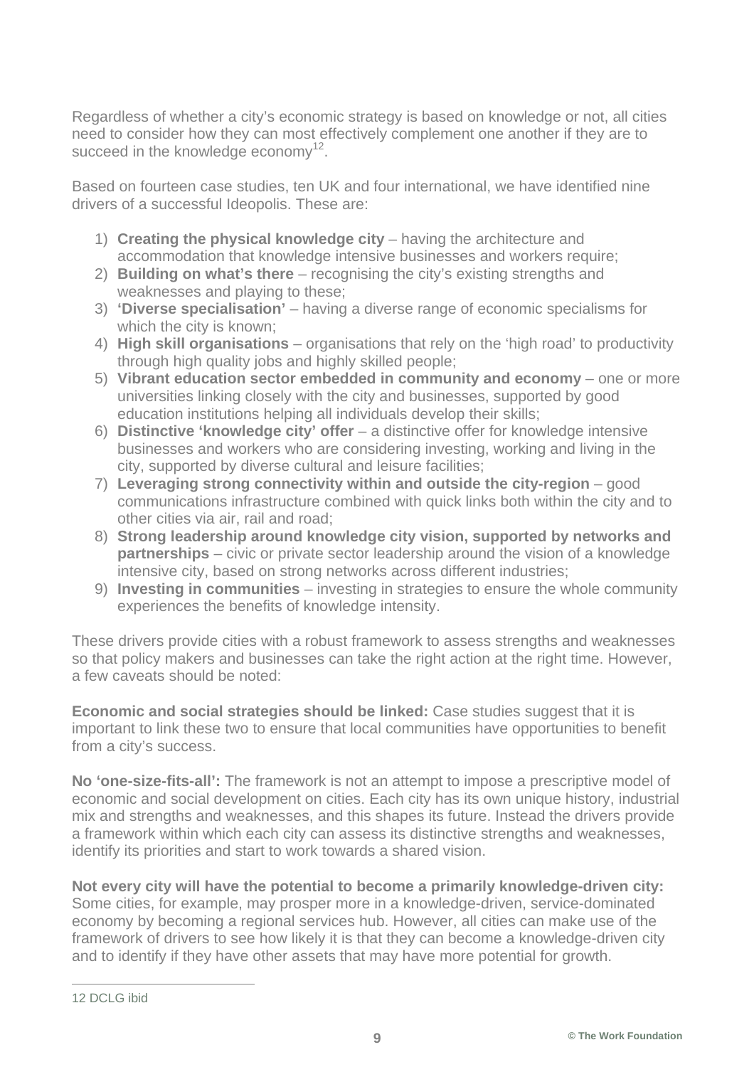Regardless of whether a city's economic strategy is based on knowledge or not, all cities need to consider how they can most effectively complement one another if they are to succeed in the knowledge economy[12].

Based on fourteen case studies, ten UK and four international, we have identified nine drivers of a successful Ideopolis. These are:

1) **Creating the physical knowledge city** – having the architecture and accommodation that knowledge intensive businesses and workers require;
2) **Building on what's there** – recognising the city's existing strengths and weaknesses and playing to these;
3) **'Diverse specialisation'** – having a diverse range of economic specialisms for which the city is known;
4) **High skill organisations** – organisations that rely on the 'high road' to productivity through high quality jobs and highly skilled people;
5) **Vibrant education sector embedded in community and economy** – one or more universities linking closely with the city and businesses, supported by good education institutions helping all individuals develop their skills;
6) **Distinctive 'knowledge city' offer** – a distinctive offer for knowledge intensive businesses and workers who are considering investing, working and living in the city, supported by diverse cultural and leisure facilities;
7) **Leveraging strong connectivity within and outside the city-region** – good communications infrastructure combined with quick links both within the city and to other cities via air, rail and road;
8) **Strong leadership around knowledge city vision, supported by networks and partnerships** – civic or private sector leadership around the vision of a knowledge intensive city, based on strong networks across different industries;
9) **Investing in communities** – investing in strategies to ensure the whole community experiences the benefits of knowledge intensity.

These drivers provide cities with a robust framework to assess strengths and weaknesses so that policy makers and businesses can take the right action at the right time. However, a few caveats should be noted:

**Economic and social strategies should be linked:** Case studies suggest that it is important to link these two to ensure that local communities have opportunities to benefit from a city's success.

**No 'one-size-fits-all':** The framework is not an attempt to impose a prescriptive model of economic and social development on cities. Each city has its own unique history, industrial mix and strengths and weaknesses, and this shapes its future. Instead the drivers provide a framework within which each city can assess its distinctive strengths and weaknesses, identify its priorities and start to work towards a shared vision.

**Not every city will have the potential to become a primarily knowledge-driven city:** Some cities, for example, may prosper more in a knowledge-driven, service-dominated economy by becoming a regional services hub. However, all cities can make use of the framework of drivers to see how likely it is that they can become a knowledge-driven city and to identify if they have other assets that may have more potential for growth.

12 DCLG ibid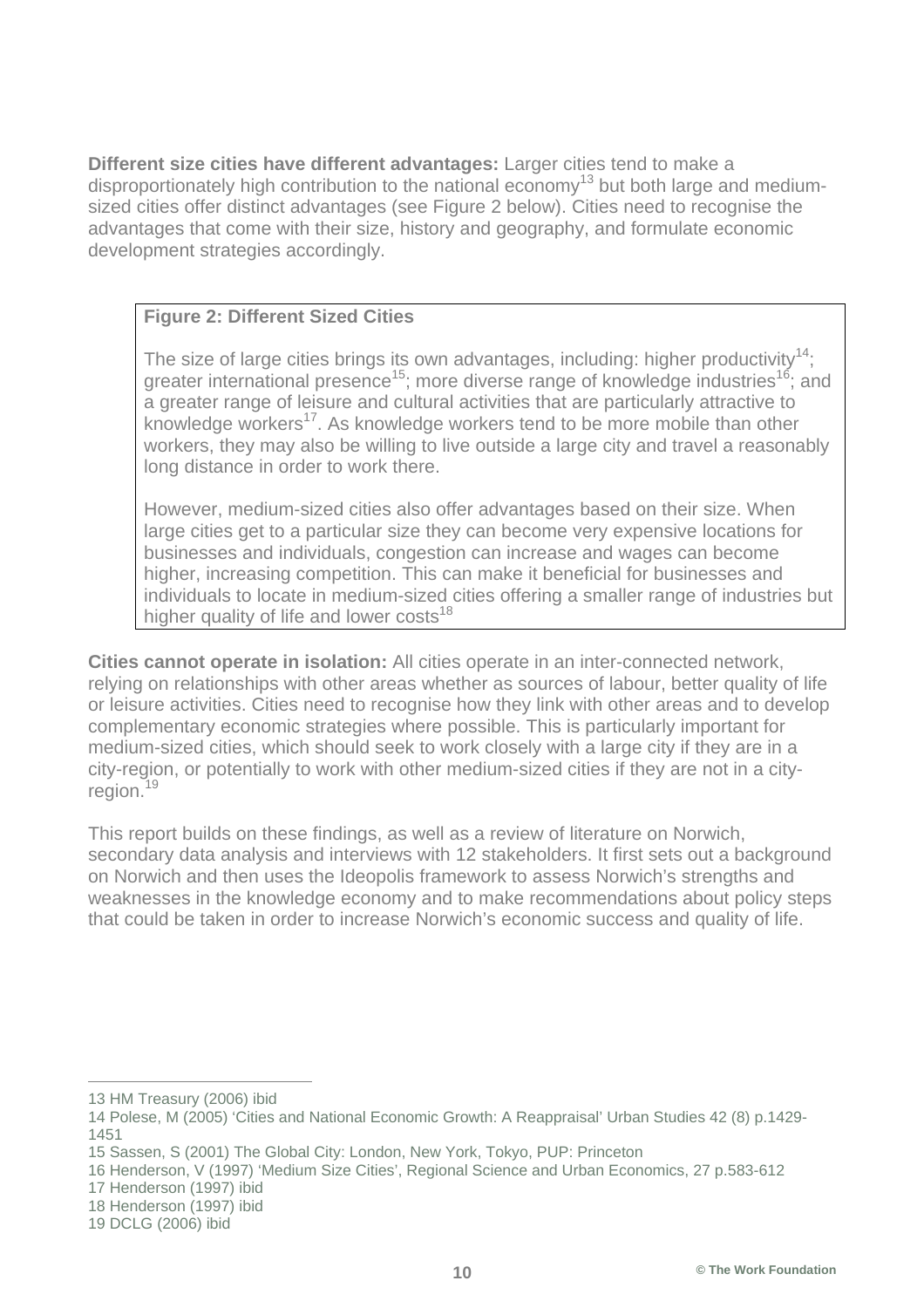**Different size cities have different advantages:** Larger cities tend to make a disproportionately high contribution to the national economy[13] but both large and medium-sized cities offer distinct advantages (see Figure 2 below). Cities need to recognise the advantages that come with their size, history and geography, and formulate economic development strategies accordingly.

> **Figure 2: Different Sized Cities**
>
> The size of large cities brings its own advantages, including: higher productivity[14]; greater international presence[15]; more diverse range of knowledge industries[16]; and a greater range of leisure and cultural activities that are particularly attractive to knowledge workers[17]. As knowledge workers tend to be more mobile than other workers, they may also be willing to live outside a large city and travel a reasonably long distance in order to work there.
>
> However, medium-sized cities also offer advantages based on their size. When large cities get to a particular size they can become very expensive locations for businesses and individuals, congestion can increase and wages can become higher, increasing competition. This can make it beneficial for businesses and individuals to locate in medium-sized cities offering a smaller range of industries but higher quality of life and lower costs[18]

**Cities cannot operate in isolation:** All cities operate in an inter-connected network, relying on relationships with other areas whether as sources of labour, better quality of life or leisure activities. Cities need to recognise how they link with other areas and to develop complementary economic strategies where possible. This is particularly important for medium-sized cities, which should seek to work closely with a large city if they are in a city-region, or potentially to work with other medium-sized cities if they are not in a city-region.[19]

This report builds on these findings, as well as a review of literature on Norwich, secondary data analysis and interviews with 12 stakeholders. It first sets out a background on Norwich and then uses the Ideopolis framework to assess Norwich's strengths and weaknesses in the knowledge economy and to make recommendations about policy steps that could be taken in order to increase Norwich's economic success and quality of life.

---

13 HM Treasury (2006) ibid

14 Polese, M (2005) 'Cities and National Economic Growth: A Reappraisal' Urban Studies 42 (8) p.1429-1451

15 Sassen, S (2001) The Global City: London, New York, Tokyo, PUP: Princeton

16 Henderson, V (1997) 'Medium Size Cities', Regional Science and Urban Economics, 27 p.583-612

17 Henderson (1997) ibid

18 Henderson (1997) ibid

19 DCLG (2006) ibid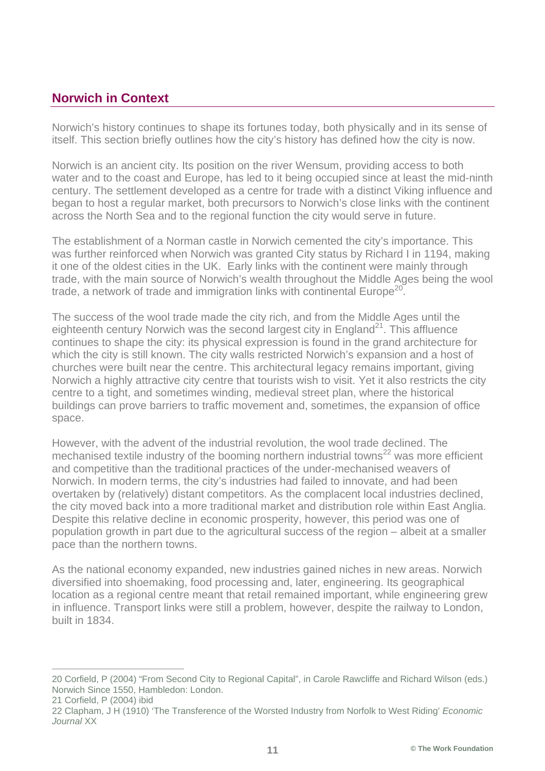## Norwich in Context

Norwich's history continues to shape its fortunes today, both physically and in its sense of itself. This section briefly outlines how the city's history has defined how the city is now.

Norwich is an ancient city. Its position on the river Wensum, providing access to both water and to the coast and Europe, has led to it being occupied since at least the mid-ninth century. The settlement developed as a centre for trade with a distinct Viking influence and began to host a regular market, both precursors to Norwich's close links with the continent across the North Sea and to the regional function the city would serve in future.

The establishment of a Norman castle in Norwich cemented the city's importance. This was further reinforced when Norwich was granted City status by Richard I in 1194, making it one of the oldest cities in the UK. Early links with the continent were mainly through trade, with the main source of Norwich's wealth throughout the Middle Ages being the wool trade, a network of trade and immigration links with continental Europe[20].

The success of the wool trade made the city rich, and from the Middle Ages until the eighteenth century Norwich was the second largest city in England[21]. This affluence continues to shape the city: its physical expression is found in the grand architecture for which the city is still known. The city walls restricted Norwich's expansion and a host of churches were built near the centre. This architectural legacy remains important, giving Norwich a highly attractive city centre that tourists wish to visit. Yet it also restricts the city centre to a tight, and sometimes winding, medieval street plan, where the historical buildings can prove barriers to traffic movement and, sometimes, the expansion of office space.

However, with the advent of the industrial revolution, the wool trade declined. The mechanised textile industry of the booming northern industrial towns[22] was more efficient and competitive than the traditional practices of the under-mechanised weavers of Norwich. In modern terms, the city's industries had failed to innovate, and had been overtaken by (relatively) distant competitors. As the complacent local industries declined, the city moved back into a more traditional market and distribution role within East Anglia. Despite this relative decline in economic prosperity, however, this period was one of population growth in part due to the agricultural success of the region – albeit at a smaller pace than the northern towns.

As the national economy expanded, new industries gained niches in new areas. Norwich diversified into shoemaking, food processing and, later, engineering. Its geographical location as a regional centre meant that retail remained important, while engineering grew in influence. Transport links were still a problem, however, despite the railway to London, built in 1834.

---

20 Corfield, P (2004) "From Second City to Regional Capital", in Carole Rawcliffe and Richard Wilson (eds.) Norwich Since 1550, Hambledon: London.

21 Corfield, P (2004) ibid

22 Clapham, J H (1910) 'The Transference of the Worsted Industry from Norfolk to West Riding' *Economic Journal* XX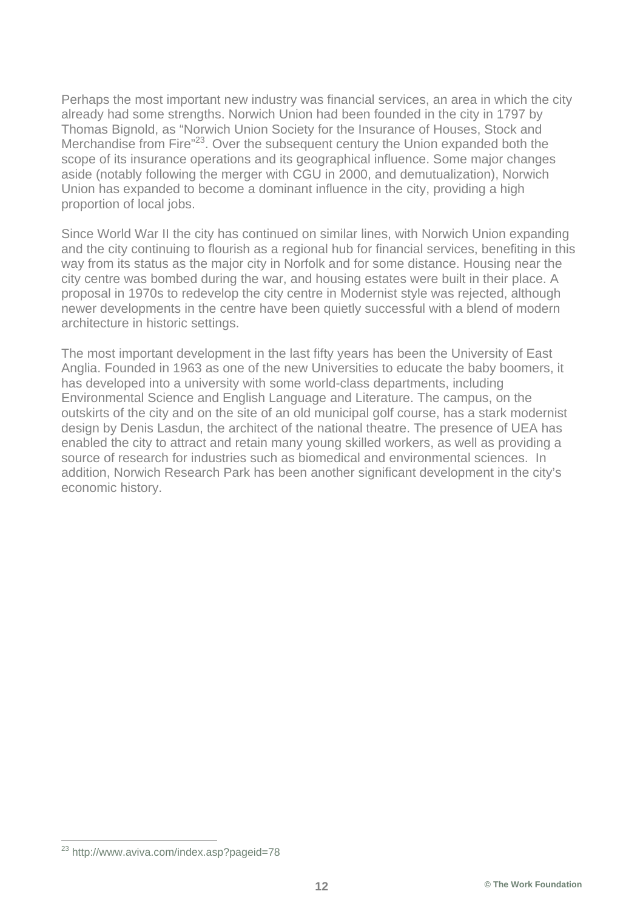Perhaps the most important new industry was financial services, an area in which the city already had some strengths. Norwich Union had been founded in the city in 1797 by Thomas Bignold, as “Norwich Union Society for the Insurance of Houses, Stock and Merchandise from Fire”[23]. Over the subsequent century the Union expanded both the scope of its insurance operations and its geographical influence. Some major changes aside (notably following the merger with CGU in 2000, and demutualization), Norwich Union has expanded to become a dominant influence in the city, providing a high proportion of local jobs.

Since World War II the city has continued on similar lines, with Norwich Union expanding and the city continuing to flourish as a regional hub for financial services, benefiting in this way from its status as the major city in Norfolk and for some distance. Housing near the city centre was bombed during the war, and housing estates were built in their place. A proposal in 1970s to redevelop the city centre in Modernist style was rejected, although newer developments in the centre have been quietly successful with a blend of modern architecture in historic settings.

The most important development in the last fifty years has been the University of East Anglia. Founded in 1963 as one of the new Universities to educate the baby boomers, it has developed into a university with some world-class departments, including Environmental Science and English Language and Literature. The campus, on the outskirts of the city and on the site of an old municipal golf course, has a stark modernist design by Denis Lasdun, the architect of the national theatre. The presence of UEA has enabled the city to attract and retain many young skilled workers, as well as providing a source of research for industries such as biomedical and environmental sciences. In addition, Norwich Research Park has been another significant development in the city’s economic history.

[23] http://www.aviva.com/index.asp?pageid=78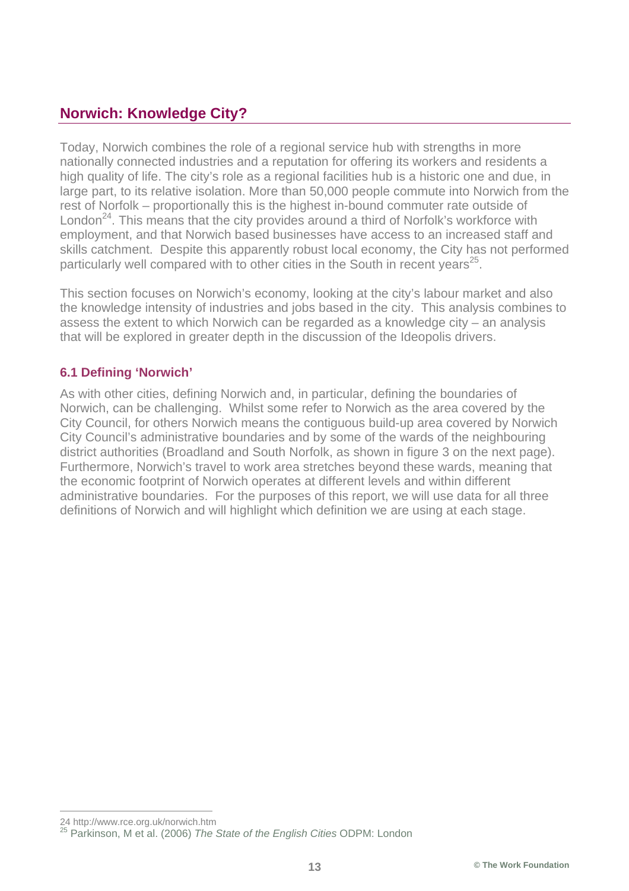## Norwich: Knowledge City?

Today, Norwich combines the role of a regional service hub with strengths in more nationally connected industries and a reputation for offering its workers and residents a high quality of life. The city's role as a regional facilities hub is a historic one and due, in large part, to its relative isolation. More than 50,000 people commute into Norwich from the rest of Norfolk – proportionally this is the highest in-bound commuter rate outside of London[24]. This means that the city provides around a third of Norfolk's workforce with employment, and that Norwich based businesses have access to an increased staff and skills catchment. Despite this apparently robust local economy, the City has not performed particularly well compared with to other cities in the South in recent years[25].

This section focuses on Norwich's economy, looking at the city's labour market and also the knowledge intensity of industries and jobs based in the city. This analysis combines to assess the extent to which Norwich can be regarded as a knowledge city – an analysis that will be explored in greater depth in the discussion of the Ideopolis drivers.

### 6.1 Defining 'Norwich'

As with other cities, defining Norwich and, in particular, defining the boundaries of Norwich, can be challenging. Whilst some refer to Norwich as the area covered by the City Council, for others Norwich means the contiguous build-up area covered by Norwich City Council's administrative boundaries and by some of the wards of the neighbouring district authorities (Broadland and South Norfolk, as shown in figure 3 on the next page). Furthermore, Norwich's travel to work area stretches beyond these wards, meaning that the economic footprint of Norwich operates at different levels and within different administrative boundaries. For the purposes of this report, we will use data for all three definitions of Norwich and will highlight which definition we are using at each stage.

---

24 http://www.rce.org.uk/norwich.htm

25 Parkinson, M et al. (2006) *The State of the English Cities* ODPM: London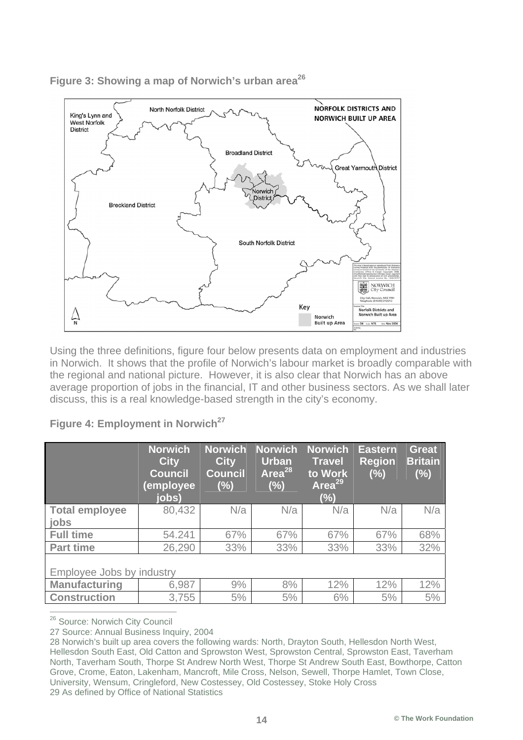**Figure 3: Showing a map of Norwich's urban area[26]**

Using the three definitions, figure four below presents data on employment and industries in Norwich. It shows that the profile of Norwich's labour market is broadly comparable with the regional and national picture. However, it is also clear that Norwich has an above average proportion of jobs in the financial, IT and other business sectors. As we shall later discuss, this is a real knowledge-based strength in the city's economy.

**Figure 4: Employment in Norwich[27]**

| | Norwich City Council (employee jobs) | Norwich City Council (%) | Norwich Urban Area[28] (%) | Norwich Travel to Work Area[29] (%) | Eastern Region (%) | Great Britain (%) |
|---|---|---|---|---|---|---|
| **Total employee jobs** | 80,432 | N/a | N/a | N/a | N/a | N/a |
| **Full time** | 54.241 | 67% | 67% | 67% | 67% | 68% |
| **Part time** | 26,290 | 33% | 33% | 33% | 33% | 32% |
| Employee Jobs by industry | | | | | | |
| **Manufacturing** | 6,987 | 9% | 8% | 12% | 12% | 12% |
| **Construction** | 3,755 | 5% | 5% | 6% | 5% | 5% |

[26] Source: Norwich City Council

27 Source: Annual Business Inquiry, 2004

28 Norwich's built up area covers the following wards: North, Drayton South, Hellesdon North West, Hellesdon South East, Old Catton and Sprowston West, Sprowston Central, Sprowston East, Taverham North, Taverham South, Thorpe St Andrew North West, Thorpe St Andrew South East, Bowthorpe, Catton Grove, Crome, Eaton, Lakenham, Mancroft, Mile Cross, Nelson, Sewell, Thorpe Hamlet, Town Close, University, Wensum, Cringleford, New Costessey, Old Costessey, Stoke Holy Cross

29 As defined by Office of National Statistics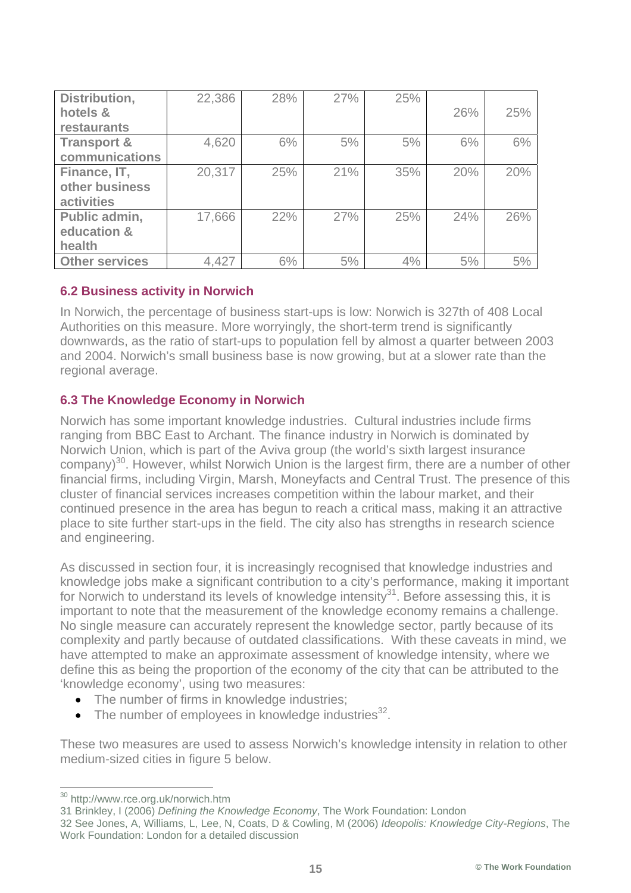| | | | | | | |
|---|---|---|---|---|---|---|
| **Distribution, hotels & restaurants** | 22,386 | 28% | 27% | 25% | 26% | 25% |
| **Transport & communications** | 4,620 | 6% | 5% | 5% | 6% | 6% |
| **Finance, IT, other business activities** | 20,317 | 25% | 21% | 35% | 20% | 20% |
| **Public admin, education & health** | 17,666 | 22% | 27% | 25% | 24% | 26% |
| **Other services** | 4,427 | 6% | 5% | 4% | 5% | 5% |

### 6.2 Business activity in Norwich

In Norwich, the percentage of business start-ups is low: Norwich is 327th of 408 Local Authorities on this measure. More worryingly, the short-term trend is significantly downwards, as the ratio of start-ups to population fell by almost a quarter between 2003 and 2004. Norwich's small business base is now growing, but at a slower rate than the regional average.

### 6.3 The Knowledge Economy in Norwich

Norwich has some important knowledge industries. Cultural industries include firms ranging from BBC East to Archant. The finance industry in Norwich is dominated by Norwich Union, which is part of the Aviva group (the world's sixth largest insurance company)[30]. However, whilst Norwich Union is the largest firm, there are a number of other financial firms, including Virgin, Marsh, Moneyfacts and Central Trust. The presence of this cluster of financial services increases competition within the labour market, and their continued presence in the area has begun to reach a critical mass, making it an attractive place to site further start-ups in the field. The city also has strengths in research science and engineering.

As discussed in section four, it is increasingly recognised that knowledge industries and knowledge jobs make a significant contribution to a city's performance, making it important for Norwich to understand its levels of knowledge intensity[31]. Before assessing this, it is important to note that the measurement of the knowledge economy remains a challenge. No single measure can accurately represent the knowledge sector, partly because of its complexity and partly because of outdated classifications. With these caveats in mind, we have attempted to make an approximate assessment of knowledge intensity, where we define this as being the proportion of the economy of the city that can be attributed to the 'knowledge economy', using two measures:

- The number of firms in knowledge industries;
- The number of employees in knowledge industries[32].

These two measures are used to assess Norwich's knowledge intensity in relation to other medium-sized cities in figure 5 below.

---

[30] http://www.rce.org.uk/norwich.htm

31 Brinkley, I (2006) *Defining the Knowledge Economy*, The Work Foundation: London

32 See Jones, A, Williams, L, Lee, N, Coats, D & Cowling, M (2006) *Ideopolis: Knowledge City-Regions*, The Work Foundation: London for a detailed discussion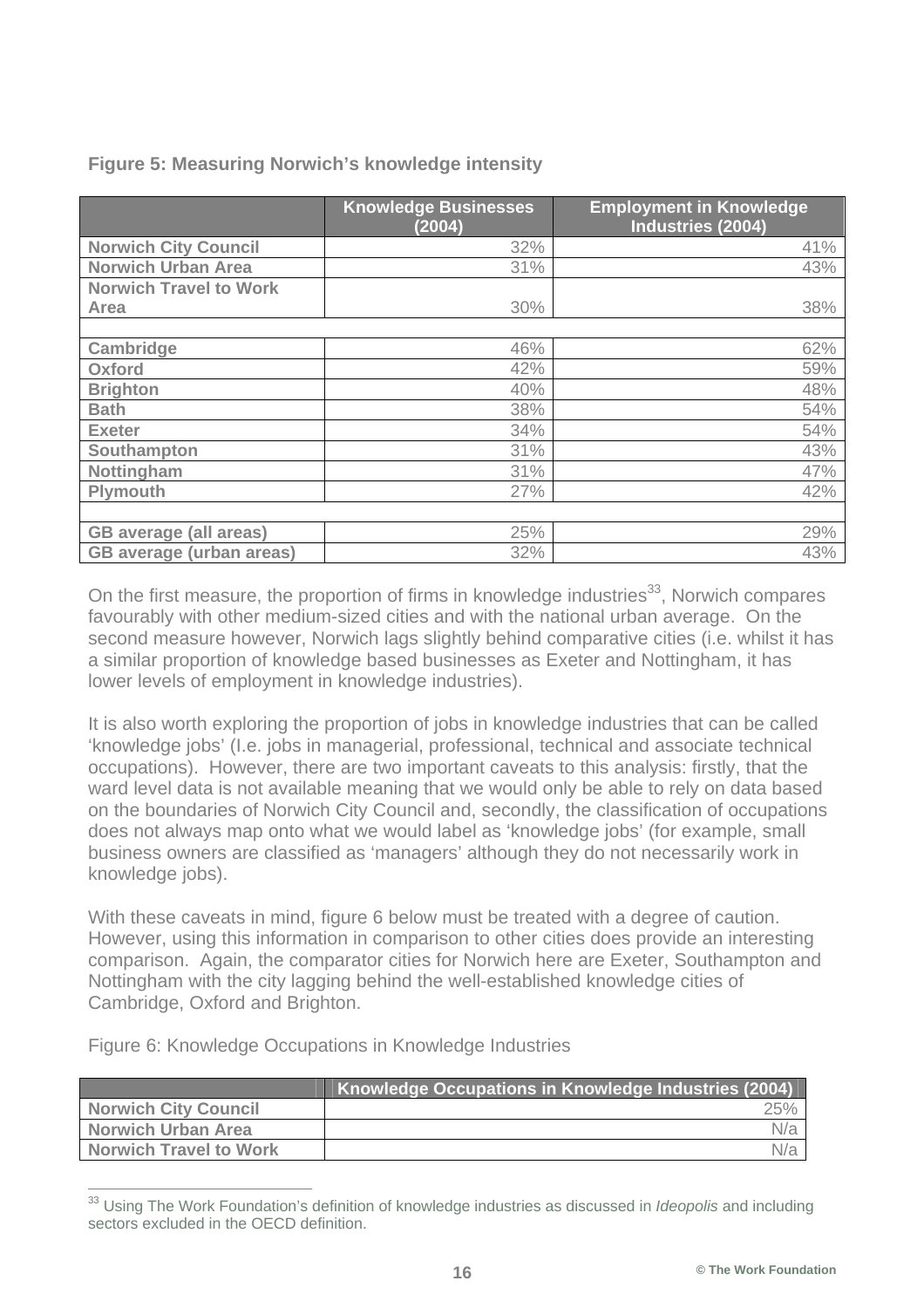**Figure 5: Measuring Norwich's knowledge intensity**

| | Knowledge Businesses (2004) | Employment in Knowledge Industries (2004) |
|---|---|---|
| **Norwich City Council** | 32% | 41% |
| **Norwich Urban Area** | 31% | 43% |
| **Norwich Travel to Work Area** | 30% | 38% |
| | | |
| **Cambridge** | 46% | 62% |
| **Oxford** | 42% | 59% |
| **Brighton** | 40% | 48% |
| **Bath** | 38% | 54% |
| **Exeter** | 34% | 54% |
| **Southampton** | 31% | 43% |
| **Nottingham** | 31% | 47% |
| **Plymouth** | 27% | 42% |
| | | |
| **GB average (all areas)** | 25% | 29% |
| **GB average (urban areas)** | 32% | 43% |

On the first measure, the proportion of firms in knowledge industries[33], Norwich compares favourably with other medium-sized cities and with the national urban average. On the second measure however, Norwich lags slightly behind comparative cities (i.e. whilst it has a similar proportion of knowledge based businesses as Exeter and Nottingham, it has lower levels of employment in knowledge industries).

It is also worth exploring the proportion of jobs in knowledge industries that can be called 'knowledge jobs' (I.e. jobs in managerial, professional, technical and associate technical occupations). However, there are two important caveats to this analysis: firstly, that the ward level data is not available meaning that we would only be able to rely on data based on the boundaries of Norwich City Council and, secondly, the classification of occupations does not always map onto what we would label as 'knowledge jobs' (for example, small business owners are classified as 'managers' although they do not necessarily work in knowledge jobs).

With these caveats in mind, figure 6 below must be treated with a degree of caution. However, using this information in comparison to other cities does provide an interesting comparison. Again, the comparator cities for Norwich here are Exeter, Southampton and Nottingham with the city lagging behind the well-established knowledge cities of Cambridge, Oxford and Brighton.

Figure 6: Knowledge Occupations in Knowledge Industries

| | Knowledge Occupations in Knowledge Industries (2004) |
|---|---|
| **Norwich City Council** | 25% |
| **Norwich Urban Area** | N/a |
| **Norwich Travel to Work** | N/a |

[33] Using The Work Foundation's definition of knowledge industries as discussed in *Ideopolis* and including sectors excluded in the OECD definition.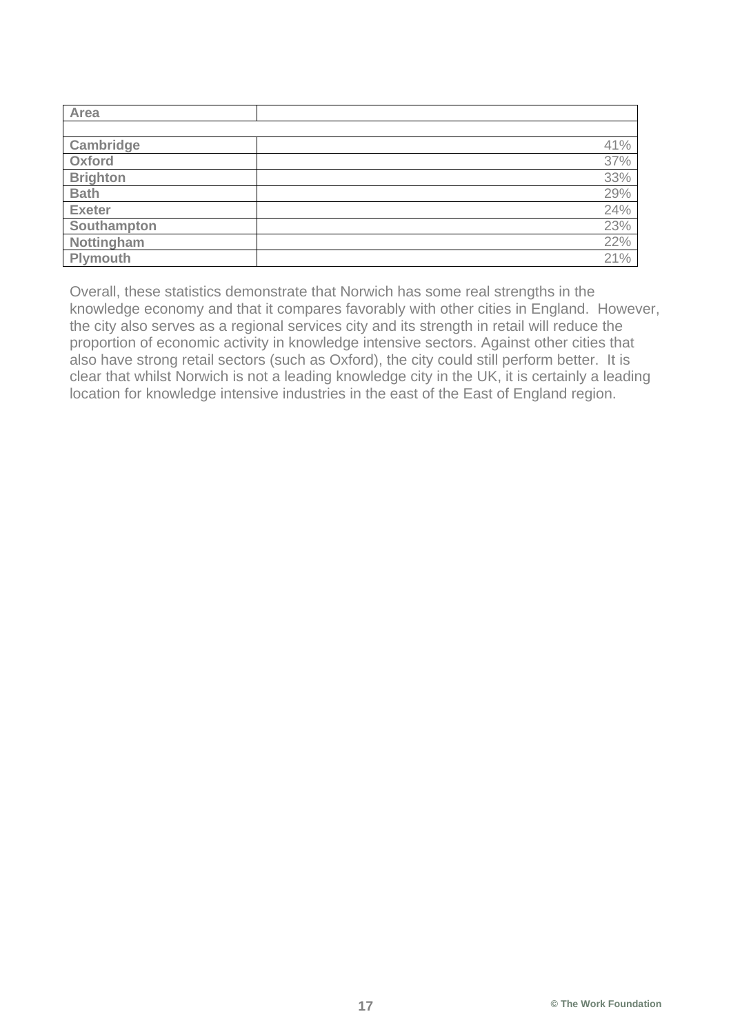| Area | |
|---|---|
| | |
| **Cambridge** | 41% |
| **Oxford** | 37% |
| **Brighton** | 33% |
| **Bath** | 29% |
| **Exeter** | 24% |
| **Southampton** | 23% |
| **Nottingham** | 22% |
| **Plymouth** | 21% |

Overall, these statistics demonstrate that Norwich has some real strengths in the knowledge economy and that it compares favorably with other cities in England. However, the city also serves as a regional services city and its strength in retail will reduce the proportion of economic activity in knowledge intensive sectors. Against other cities that also have strong retail sectors (such as Oxford), the city could still perform better. It is clear that whilst Norwich is not a leading knowledge city in the UK, it is certainly a leading location for knowledge intensive industries in the east of the East of England region.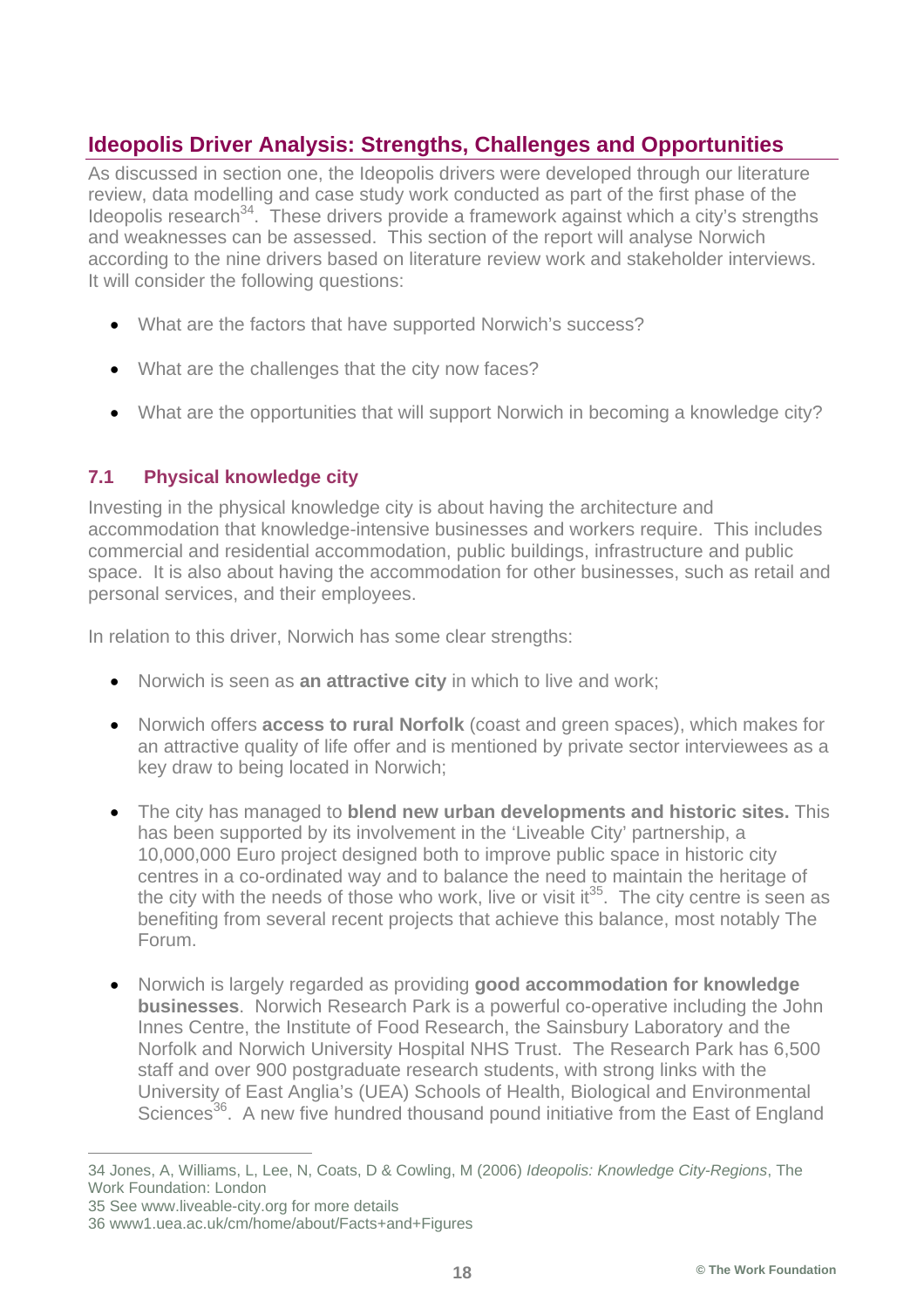## Ideopolis Driver Analysis: Strengths, Challenges and Opportunities

As discussed in section one, the Ideopolis drivers were developed through our literature review, data modelling and case study work conducted as part of the first phase of the Ideopolis research[34]. These drivers provide a framework against which a city's strengths and weaknesses can be assessed. This section of the report will analyse Norwich according to the nine drivers based on literature review work and stakeholder interviews. It will consider the following questions:

- What are the factors that have supported Norwich's success?
- What are the challenges that the city now faces?
- What are the opportunities that will support Norwich in becoming a knowledge city?

### 7.1 Physical knowledge city

Investing in the physical knowledge city is about having the architecture and accommodation that knowledge-intensive businesses and workers require. This includes commercial and residential accommodation, public buildings, infrastructure and public space. It is also about having the accommodation for other businesses, such as retail and personal services, and their employees.

In relation to this driver, Norwich has some clear strengths:

- Norwich is seen as **an attractive city** in which to live and work;
- Norwich offers **access to rural Norfolk** (coast and green spaces), which makes for an attractive quality of life offer and is mentioned by private sector interviewees as a key draw to being located in Norwich;
- The city has managed to **blend new urban developments and historic sites.** This has been supported by its involvement in the 'Liveable City' partnership, a 10,000,000 Euro project designed both to improve public space in historic city centres in a co-ordinated way and to balance the need to maintain the heritage of the city with the needs of those who work, live or visit it[35]. The city centre is seen as benefiting from several recent projects that achieve this balance, most notably The Forum.
- Norwich is largely regarded as providing **good accommodation for knowledge businesses**. Norwich Research Park is a powerful co-operative including the John Innes Centre, the Institute of Food Research, the Sainsbury Laboratory and the Norfolk and Norwich University Hospital NHS Trust. The Research Park has 6,500 staff and over 900 postgraduate research students, with strong links with the University of East Anglia's (UEA) Schools of Health, Biological and Environmental Sciences[36]. A new five hundred thousand pound initiative from the East of England

---

34 Jones, A, Williams, L, Lee, N, Coats, D & Cowling, M (2006) *Ideopolis: Knowledge City-Regions*, The Work Foundation: London

35 See www.liveable-city.org for more details

36 www1.uea.ac.uk/cm/home/about/Facts+and+Figures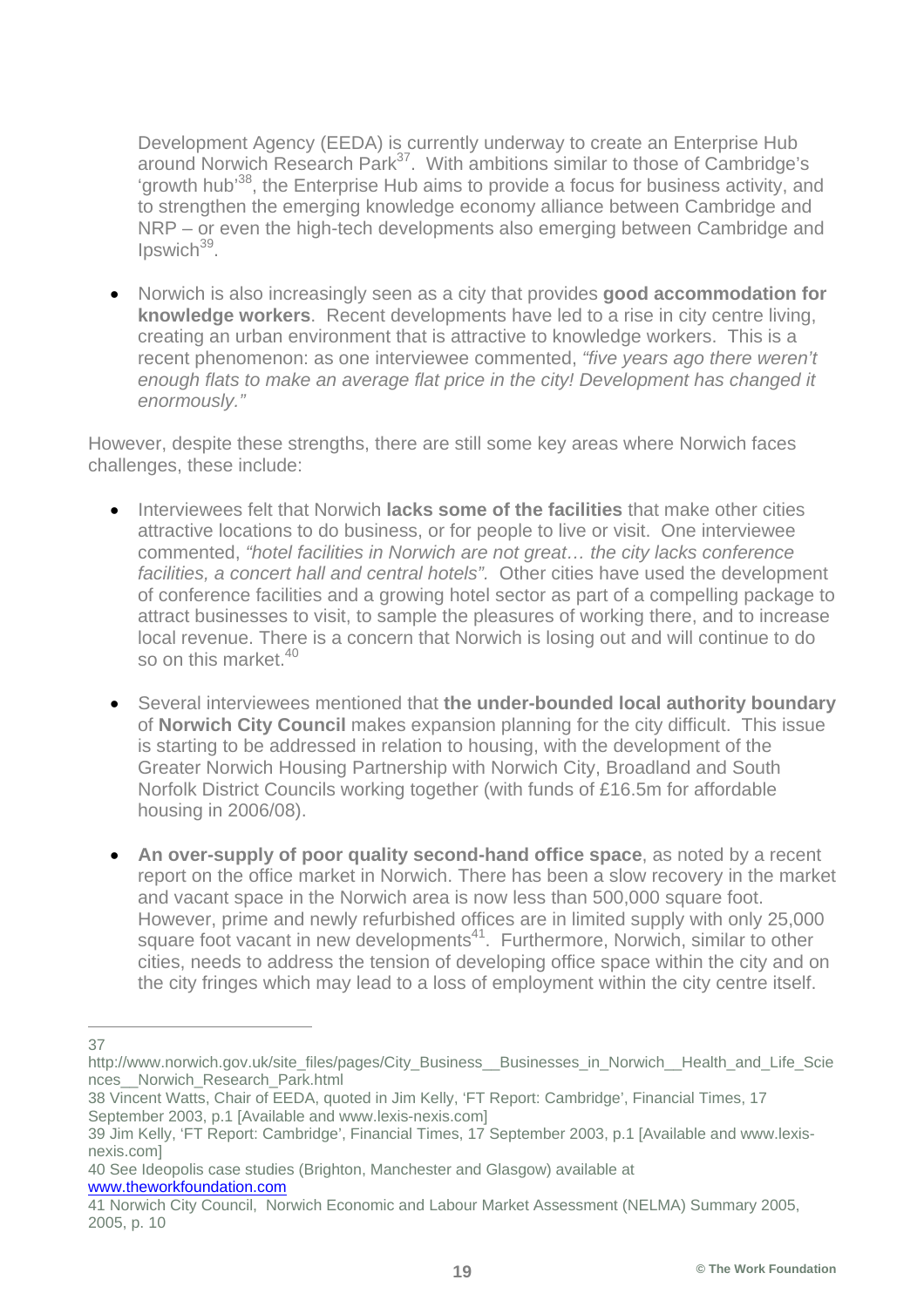Development Agency (EEDA) is currently underway to create an Enterprise Hub around Norwich Research Park[37]. With ambitions similar to those of Cambridge's 'growth hub'[38], the Enterprise Hub aims to provide a focus for business activity, and to strengthen the emerging knowledge economy alliance between Cambridge and NRP – or even the high-tech developments also emerging between Cambridge and Ipswich[39].

- Norwich is also increasingly seen as a city that provides **good accommodation for knowledge workers**. Recent developments have led to a rise in city centre living, creating an urban environment that is attractive to knowledge workers. This is a recent phenomenon: as one interviewee commented, *"five years ago there weren't enough flats to make an average flat price in the city! Development has changed it enormously."*

However, despite these strengths, there are still some key areas where Norwich faces challenges, these include:

- Interviewees felt that Norwich **lacks some of the facilities** that make other cities attractive locations to do business, or for people to live or visit. One interviewee commented, *"hotel facilities in Norwich are not great… the city lacks conference facilities, a concert hall and central hotels".* Other cities have used the development of conference facilities and a growing hotel sector as part of a compelling package to attract businesses to visit, to sample the pleasures of working there, and to increase local revenue. There is a concern that Norwich is losing out and will continue to do so on this market.[40]

- Several interviewees mentioned that **the under-bounded local authority boundary** of **Norwich City Council** makes expansion planning for the city difficult. This issue is starting to be addressed in relation to housing, with the development of the Greater Norwich Housing Partnership with Norwich City, Broadland and South Norfolk District Councils working together (with funds of £16.5m for affordable housing in 2006/08).

- **An over-supply of poor quality second-hand office space**, as noted by a recent report on the office market in Norwich. There has been a slow recovery in the market and vacant space in the Norwich area is now less than 500,000 square foot. However, prime and newly refurbished offices are in limited supply with only 25,000 square foot vacant in new developments[41]. Furthermore, Norwich, similar to other cities, needs to address the tension of developing office space within the city and on the city fringes which may lead to a loss of employment within the city centre itself.

---

37 http://www.norwich.gov.uk/site_files/pages/City_Business__Businesses_in_Norwich__Health_and_Life_Sciences__Norwich_Research_Park.html

38 Vincent Watts, Chair of EEDA, quoted in Jim Kelly, 'FT Report: Cambridge', Financial Times, 17 September 2003, p.1 [Available and www.lexis-nexis.com]

39 Jim Kelly, 'FT Report: Cambridge', Financial Times, 17 September 2003, p.1 [Available and www.lexis-nexis.com]

40 See Ideopolis case studies (Brighton, Manchester and Glasgow) available at www.theworkfoundation.com

41 Norwich City Council, Norwich Economic and Labour Market Assessment (NELMA) Summary 2005, 2005, p. 10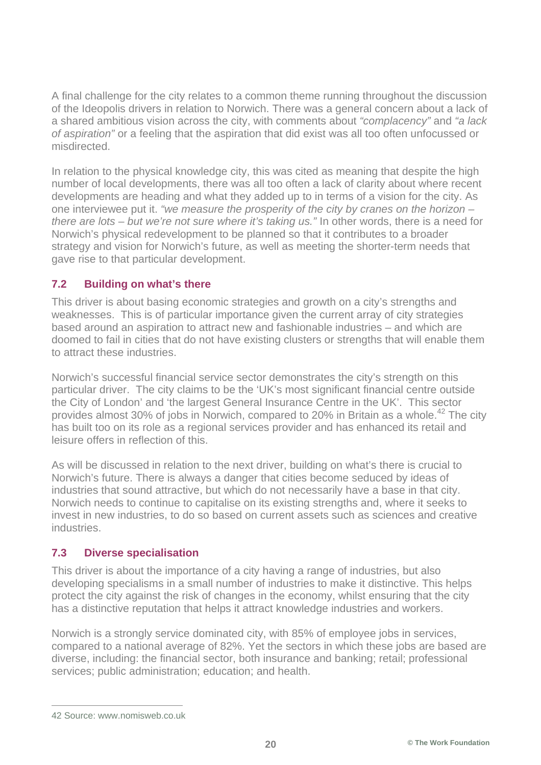A final challenge for the city relates to a common theme running throughout the discussion of the Ideopolis drivers in relation to Norwich. There was a general concern about a lack of a shared ambitious vision across the city, with comments about *"complacency"* and *"a lack of aspiration"* or a feeling that the aspiration that did exist was all too often unfocussed or misdirected.

In relation to the physical knowledge city, this was cited as meaning that despite the high number of local developments, there was all too often a lack of clarity about where recent developments are heading and what they added up to in terms of a vision for the city. As one interviewee put it. *"we measure the prosperity of the city by cranes on the horizon – there are lots – but we're not sure where it's taking us."* In other words, there is a need for Norwich's physical redevelopment to be planned so that it contributes to a broader strategy and vision for Norwich's future, as well as meeting the shorter-term needs that gave rise to that particular development.

### 7.2 Building on what's there

This driver is about basing economic strategies and growth on a city's strengths and weaknesses. This is of particular importance given the current array of city strategies based around an aspiration to attract new and fashionable industries – and which are doomed to fail in cities that do not have existing clusters or strengths that will enable them to attract these industries.

Norwich's successful financial service sector demonstrates the city's strength on this particular driver. The city claims to be the 'UK's most significant financial centre outside the City of London' and 'the largest General Insurance Centre in the UK'. This sector provides almost 30% of jobs in Norwich, compared to 20% in Britain as a whole.[42] The city has built too on its role as a regional services provider and has enhanced its retail and leisure offers in reflection of this.

As will be discussed in relation to the next driver, building on what's there is crucial to Norwich's future. There is always a danger that cities become seduced by ideas of industries that sound attractive, but which do not necessarily have a base in that city. Norwich needs to continue to capitalise on its existing strengths and, where it seeks to invest in new industries, to do so based on current assets such as sciences and creative industries.

### 7.3 Diverse specialisation

This driver is about the importance of a city having a range of industries, but also developing specialisms in a small number of industries to make it distinctive. This helps protect the city against the risk of changes in the economy, whilst ensuring that the city has a distinctive reputation that helps it attract knowledge industries and workers.

Norwich is a strongly service dominated city, with 85% of employee jobs in services, compared to a national average of 82%. Yet the sectors in which these jobs are based are diverse, including: the financial sector, both insurance and banking; retail; professional services; public administration; education; and health.

---

42 Source: www.nomisweb.co.uk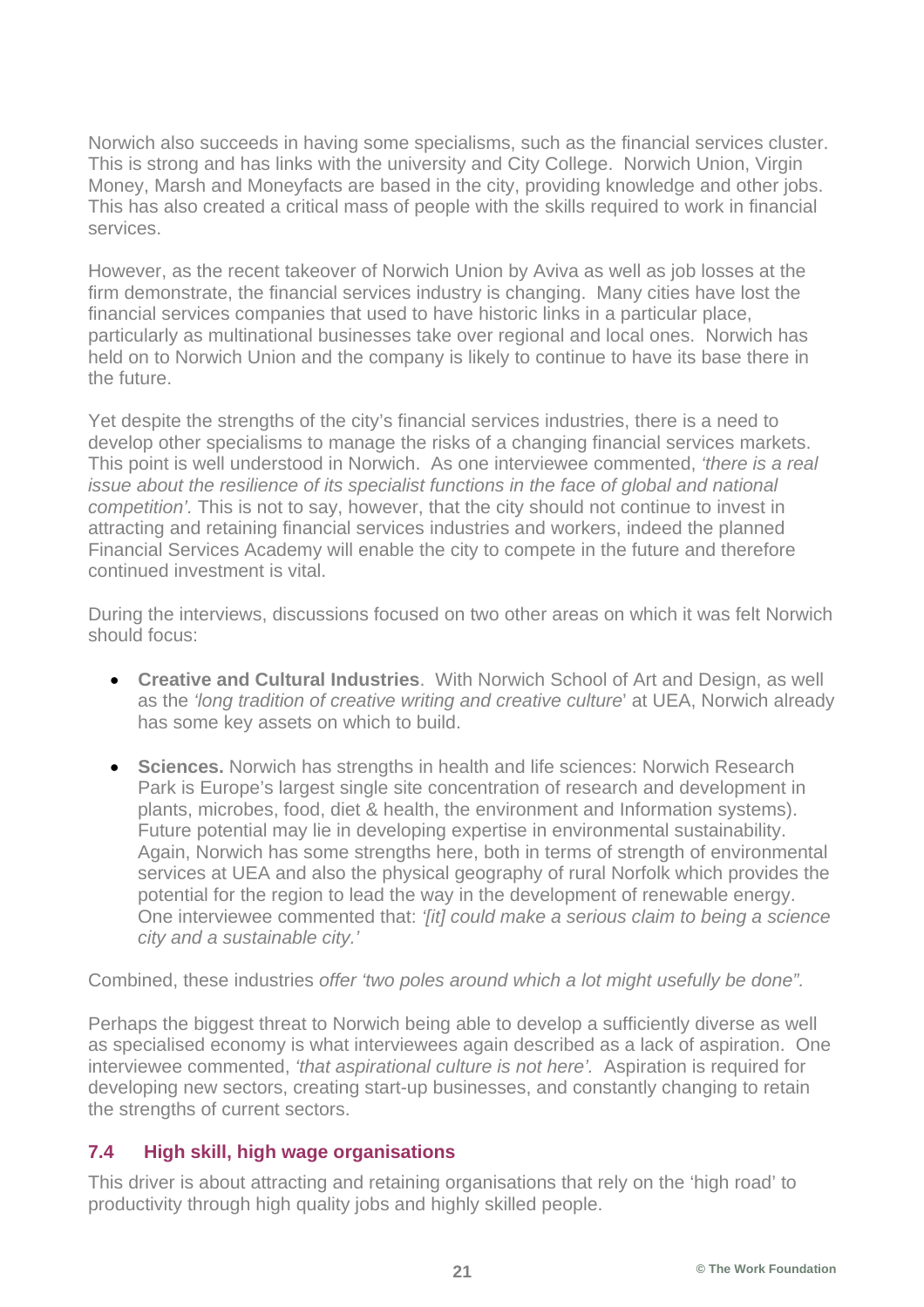Norwich also succeeds in having some specialisms, such as the financial services cluster. This is strong and has links with the university and City College. Norwich Union, Virgin Money, Marsh and Moneyfacts are based in the city, providing knowledge and other jobs. This has also created a critical mass of people with the skills required to work in financial services.

However, as the recent takeover of Norwich Union by Aviva as well as job losses at the firm demonstrate, the financial services industry is changing. Many cities have lost the financial services companies that used to have historic links in a particular place, particularly as multinational businesses take over regional and local ones. Norwich has held on to Norwich Union and the company is likely to continue to have its base there in the future.

Yet despite the strengths of the city's financial services industries, there is a need to develop other specialisms to manage the risks of a changing financial services markets. This point is well understood in Norwich. As one interviewee commented, *'there is a real issue about the resilience of its specialist functions in the face of global and national competition'.* This is not to say, however, that the city should not continue to invest in attracting and retaining financial services industries and workers, indeed the planned Financial Services Academy will enable the city to compete in the future and therefore continued investment is vital.

During the interviews, discussions focused on two other areas on which it was felt Norwich should focus:

- **Creative and Cultural Industries**. With Norwich School of Art and Design, as well as the *'long tradition of creative writing and creative culture*' at UEA, Norwich already has some key assets on which to build.

- **Sciences.** Norwich has strengths in health and life sciences: Norwich Research Park is Europe's largest single site concentration of research and development in plants, microbes, food, diet & health, the environment and Information systems). Future potential may lie in developing expertise in environmental sustainability. Again, Norwich has some strengths here, both in terms of strength of environmental services at UEA and also the physical geography of rural Norfolk which provides the potential for the region to lead the way in the development of renewable energy. One interviewee commented that: *'[it] could make a serious claim to being a science city and a sustainable city.'*

Combined, these industries *offer 'two poles around which a lot might usefully be done".*

Perhaps the biggest threat to Norwich being able to develop a sufficiently diverse as well as specialised economy is what interviewees again described as a lack of aspiration. One interviewee commented, *'that aspirational culture is not here'.* Aspiration is required for developing new sectors, creating start-up businesses, and constantly changing to retain the strengths of current sectors.

### 7.4 High skill, high wage organisations

This driver is about attracting and retaining organisations that rely on the 'high road' to productivity through high quality jobs and highly skilled people.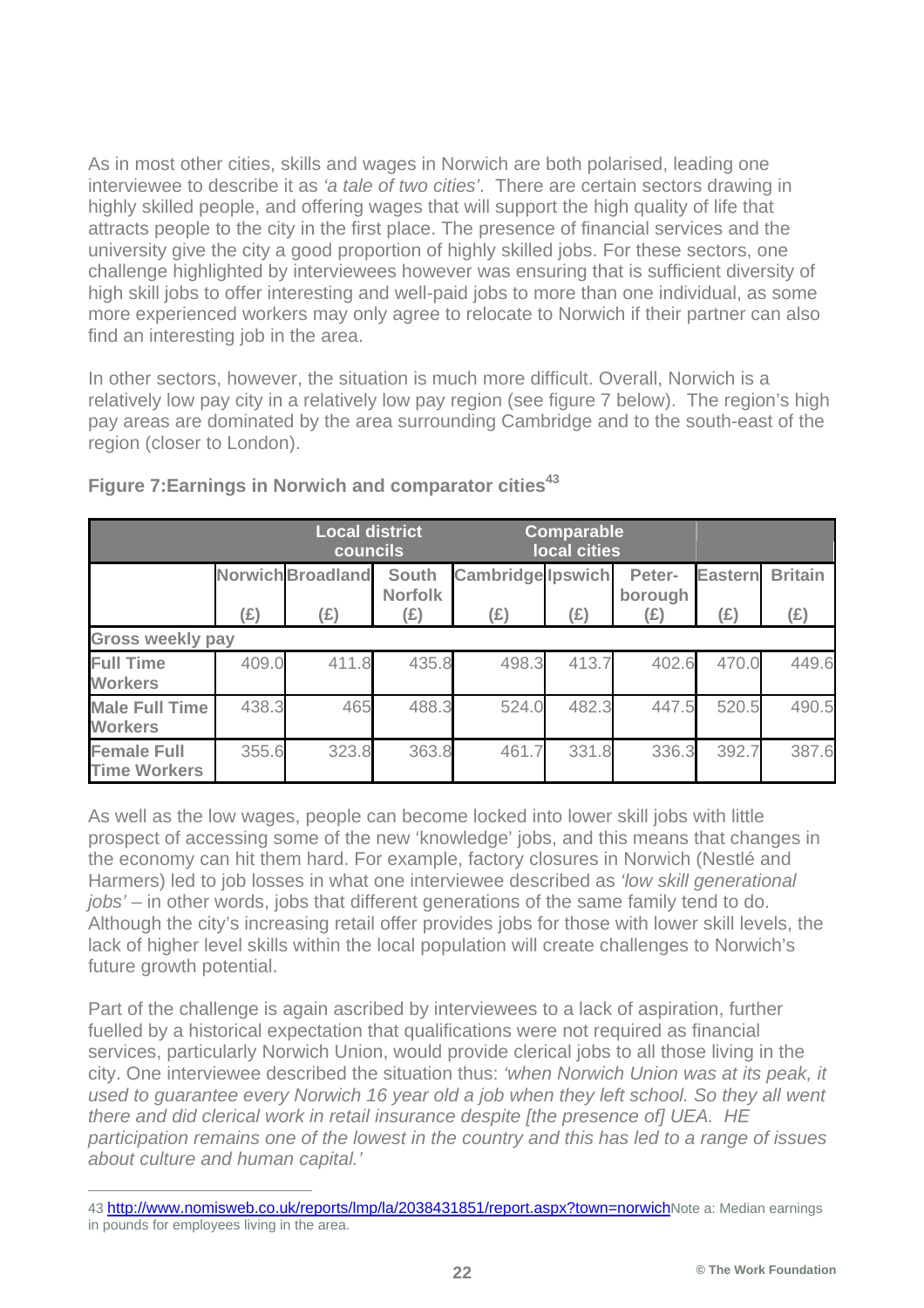As in most other cities, skills and wages in Norwich are both polarised, leading one interviewee to describe it as *'a tale of two cities'*. There are certain sectors drawing in highly skilled people, and offering wages that will support the high quality of life that attracts people to the city in the first place. The presence of financial services and the university give the city a good proportion of highly skilled jobs. For these sectors, one challenge highlighted by interviewees however was ensuring that is sufficient diversity of high skill jobs to offer interesting and well-paid jobs to more than one individual, as some more experienced workers may only agree to relocate to Norwich if their partner can also find an interesting job in the area.

In other sectors, however, the situation is much more difficult. Overall, Norwich is a relatively low pay city in a relatively low pay region (see figure 7 below). The region's high pay areas are dominated by the area surrounding Cambridge and to the south-east of the region (closer to London).

**Figure 7:Earnings in Norwich and comparator cities**[43]

| | Local district councils | | | Comparable local cities | | | | |
|---|---|---|---|---|---|---|---|---|
| | Norwich (£) | Broadland (£) | South Norfolk (£) | Cambridge (£) | Ipswich (£) | Peter-borough (£) | Eastern (£) | Britain (£) |
| **Gross weekly pay** | | | | | | | | |
| **Full Time Workers** | 409.0 | 411.8 | 435.8 | 498.3 | 413.7 | 402.6 | 470.0 | 449.6 |
| **Male Full Time Workers** | 438.3 | 465 | 488.3 | 524.0 | 482.3 | 447.5 | 520.5 | 490.5 |
| **Female Full Time Workers** | 355.6 | 323.8 | 363.8 | 461.7 | 331.8 | 336.3 | 392.7 | 387.6 |

As well as the low wages, people can become locked into lower skill jobs with little prospect of accessing some of the new 'knowledge' jobs, and this means that changes in the economy can hit them hard. For example, factory closures in Norwich (Nestlé and Harmers) led to job losses in what one interviewee described as *'low skill generational jobs'* – in other words, jobs that different generations of the same family tend to do. Although the city's increasing retail offer provides jobs for those with lower skill levels, the lack of higher level skills within the local population will create challenges to Norwich's future growth potential.

Part of the challenge is again ascribed by interviewees to a lack of aspiration, further fuelled by a historical expectation that qualifications were not required as financial services, particularly Norwich Union, would provide clerical jobs to all those living in the city. One interviewee described the situation thus: *'when Norwich Union was at its peak, it used to guarantee every Norwich 16 year old a job when they left school. So they all went there and did clerical work in retail insurance despite [the presence of] UEA. HE participation remains one of the lowest in the country and this has led to a range of issues about culture and human capital.'*

---

43 http://www.nomisweb.co.uk/reports/lmp/la/2038431851/report.aspx?town=norwich Note a: Median earnings in pounds for employees living in the area.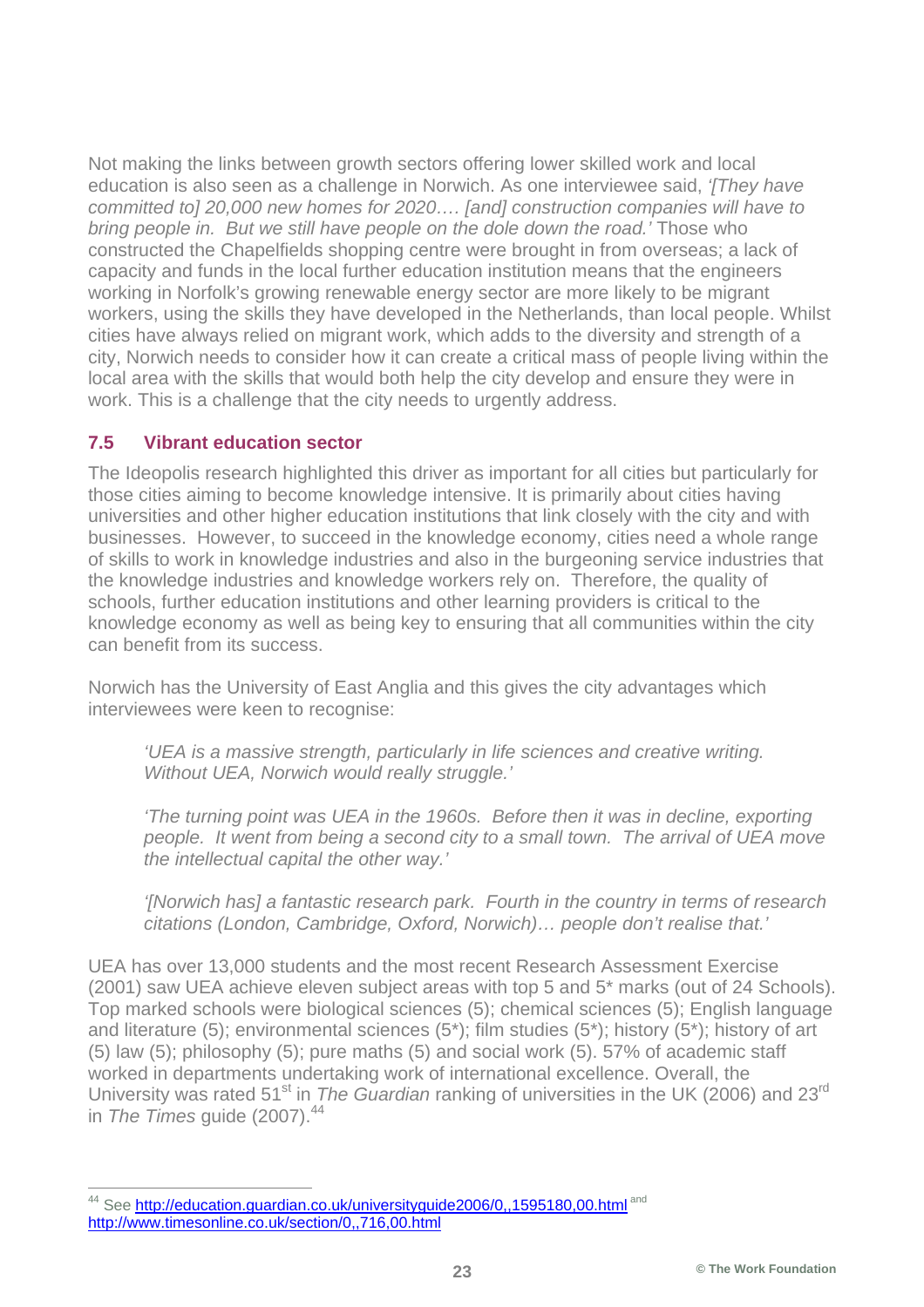Not making the links between growth sectors offering lower skilled work and local education is also seen as a challenge in Norwich. As one interviewee said, *'[They have committed to] 20,000 new homes for 2020…. [and] construction companies will have to bring people in. But we still have people on the dole down the road.'* Those who constructed the Chapelfields shopping centre were brought in from overseas; a lack of capacity and funds in the local further education institution means that the engineers working in Norfolk's growing renewable energy sector are more likely to be migrant workers, using the skills they have developed in the Netherlands, than local people. Whilst cities have always relied on migrant work, which adds to the diversity and strength of a city, Norwich needs to consider how it can create a critical mass of people living within the local area with the skills that would both help the city develop and ensure they were in work. This is a challenge that the city needs to urgently address.

### 7.5 Vibrant education sector

The Ideopolis research highlighted this driver as important for all cities but particularly for those cities aiming to become knowledge intensive. It is primarily about cities having universities and other higher education institutions that link closely with the city and with businesses. However, to succeed in the knowledge economy, cities need a whole range of skills to work in knowledge industries and also in the burgeoning service industries that the knowledge industries and knowledge workers rely on. Therefore, the quality of schools, further education institutions and other learning providers is critical to the knowledge economy as well as being key to ensuring that all communities within the city can benefit from its success.

Norwich has the University of East Anglia and this gives the city advantages which interviewees were keen to recognise:

> *'UEA is a massive strength, particularly in life sciences and creative writing. Without UEA, Norwich would really struggle.'*
>
> *'The turning point was UEA in the 1960s. Before then it was in decline, exporting people. It went from being a second city to a small town. The arrival of UEA move the intellectual capital the other way.'*
>
> *'[Norwich has] a fantastic research park. Fourth in the country in terms of research citations (London, Cambridge, Oxford, Norwich)… people don't realise that.'*

UEA has over 13,000 students and the most recent Research Assessment Exercise (2001) saw UEA achieve eleven subject areas with top 5 and 5* marks (out of 24 Schools). Top marked schools were biological sciences (5); chemical sciences (5); English language and literature (5); environmental sciences (5*); film studies (5*); history (5*); history of art (5) law (5); philosophy (5); pure maths (5) and social work (5). 57% of academic staff worked in departments undertaking work of international excellence. Overall, the University was rated 51st in *The Guardian* ranking of universities in the UK (2006) and 23rd in *The Times* guide (2007).[44]

---

[44] See http://education.guardian.co.uk/universityguide2006/0,,1595180,00.html and http://www.timesonline.co.uk/section/0,,716,00.html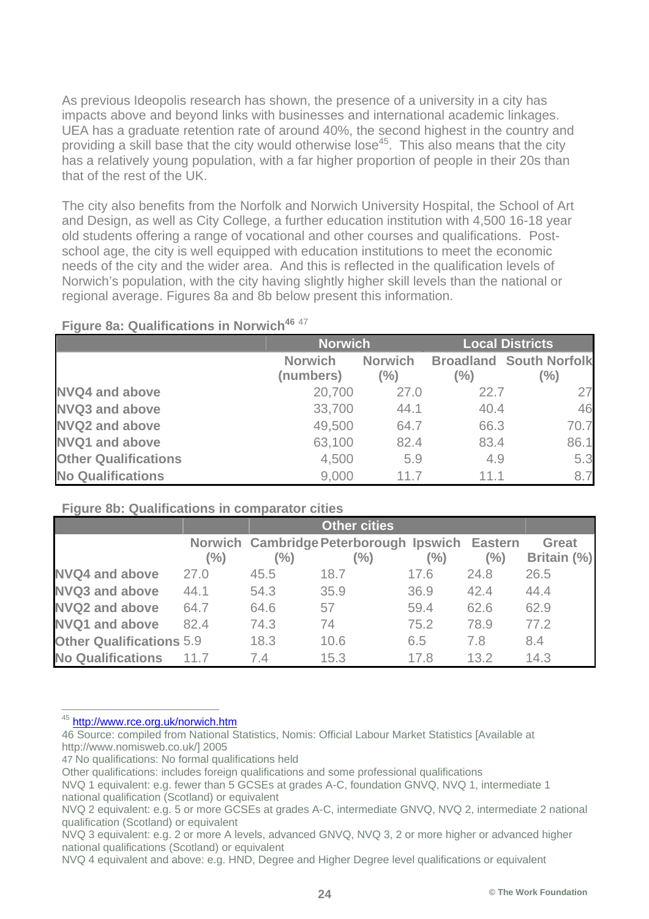As previous Ideopolis research has shown, the presence of a university in a city has impacts above and beyond links with businesses and international academic linkages. UEA has a graduate retention rate of around 40%, the second highest in the country and providing a skill base that the city would otherwise lose[45]. This also means that the city has a relatively young population, with a far higher proportion of people in their 20s than that of the rest of the UK.

The city also benefits from the Norfolk and Norwich University Hospital, the School of Art and Design, as well as City College, a further education institution with 4,500 16-18 year old students offering a range of vocational and other courses and qualifications. Post-school age, the city is well equipped with education institutions to meet the economic needs of the city and the wider area. And this is reflected in the qualification levels of Norwich's population, with the city having slightly higher skill levels than the national or regional average. Figures 8a and 8b below present this information.

**Figure 8a: Qualifications in Norwich[46] [47]**

| | Norwich | | Local Districts | |
|---|---|---|---|---|
| | Norwich (numbers) | Norwich (%) | Broadland (%) | South Norfolk (%) |
| **NVQ4 and above** | 20,700 | 27.0 | 22.7 | 27 |
| **NVQ3 and above** | 33,700 | 44.1 | 40.4 | 46 |
| **NVQ2 and above** | 49,500 | 64.7 | 66.3 | 70.7 |
| **NVQ1 and above** | 63,100 | 82.4 | 83.4 | 86.1 |
| **Other Qualifications** | 4,500 | 5.9 | 4.9 | 5.3 |
| **No Qualifications** | 9,000 | 11.7 | 11.1 | 8.7 |

**Figure 8b: Qualifications in comparator cities**

| | | Other cities | | | | |
|---|---|---|---|---|---|---|
| | Norwich (%) | Cambridge (%) | Peterborough (%) | Ipswich (%) | Eastern (%) | Great Britain (%) |
| **NVQ4 and above** | 27.0 | 45.5 | 18.7 | 17.6 | 24.8 | 26.5 |
| **NVQ3 and above** | 44.1 | 54.3 | 35.9 | 36.9 | 42.4 | 44.4 |
| **NVQ2 and above** | 64.7 | 64.6 | 57 | 59.4 | 62.6 | 62.9 |
| **NVQ1 and above** | 82.4 | 74.3 | 74 | 75.2 | 78.9 | 77.2 |
| **Other Qualifications** | 5.9 | 18.3 | 10.6 | 6.5 | 7.8 | 8.4 |
| **No Qualifications** | 11.7 | 7.4 | 15.3 | 17.8 | 13.2 | 14.3 |

---

[45] http://www.rce.org.uk/norwich.htm

46 Source: compiled from National Statistics, Nomis: Official Labour Market Statistics [Available at http://www.nomisweb.co.uk/] 2005

47 No qualifications: No formal qualifications held

Other qualifications: includes foreign qualifications and some professional qualifications

NVQ 1 equivalent: e.g. fewer than 5 GCSEs at grades A-C, foundation GNVQ, NVQ 1, intermediate 1 national qualification (Scotland) or equivalent

NVQ 2 equivalent: e.g. 5 or more GCSEs at grades A-C, intermediate GNVQ, NVQ 2, intermediate 2 national qualification (Scotland) or equivalent

NVQ 3 equivalent: e.g. 2 or more A levels, advanced GNVQ, NVQ 3, 2 or more higher or advanced higher national qualifications (Scotland) or equivalent

NVQ 4 equivalent and above: e.g. HND, Degree and Higher Degree level qualifications or equivalent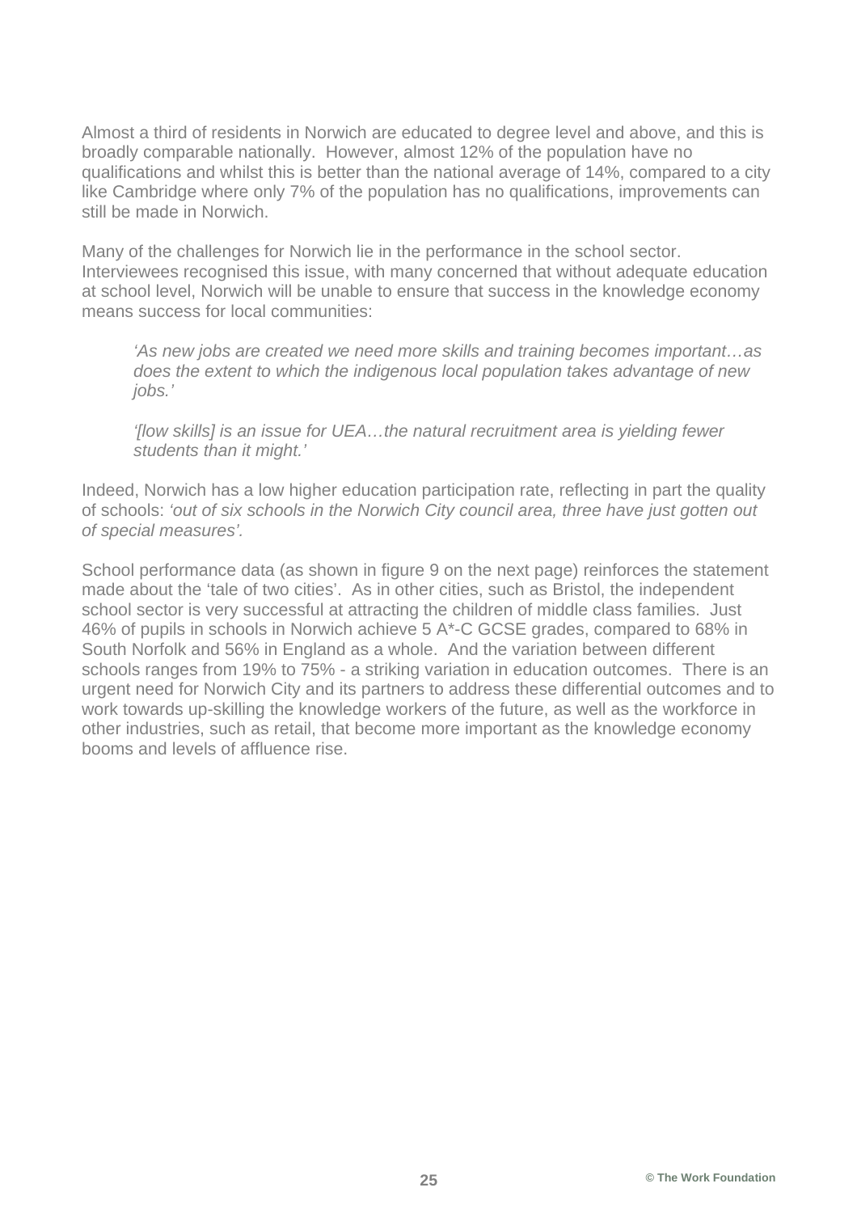Almost a third of residents in Norwich are educated to degree level and above, and this is broadly comparable nationally. However, almost 12% of the population have no qualifications and whilst this is better than the national average of 14%, compared to a city like Cambridge where only 7% of the population has no qualifications, improvements can still be made in Norwich.

Many of the challenges for Norwich lie in the performance in the school sector. Interviewees recognised this issue, with many concerned that without adequate education at school level, Norwich will be unable to ensure that success in the knowledge economy means success for local communities:

> *'As new jobs are created we need more skills and training becomes important…as does the extent to which the indigenous local population takes advantage of new jobs.'*
>
> *'[low skills] is an issue for UEA…the natural recruitment area is yielding fewer students than it might.'*

Indeed, Norwich has a low higher education participation rate, reflecting in part the quality of schools: *'out of six schools in the Norwich City council area, three have just gotten out of special measures'.*

School performance data (as shown in figure 9 on the next page) reinforces the statement made about the 'tale of two cities'. As in other cities, such as Bristol, the independent school sector is very successful at attracting the children of middle class families. Just 46% of pupils in schools in Norwich achieve 5 A*-C GCSE grades, compared to 68% in South Norfolk and 56% in England as a whole. And the variation between different schools ranges from 19% to 75% - a striking variation in education outcomes. There is an urgent need for Norwich City and its partners to address these differential outcomes and to work towards up-skilling the knowledge workers of the future, as well as the workforce in other industries, such as retail, that become more important as the knowledge economy booms and levels of affluence rise.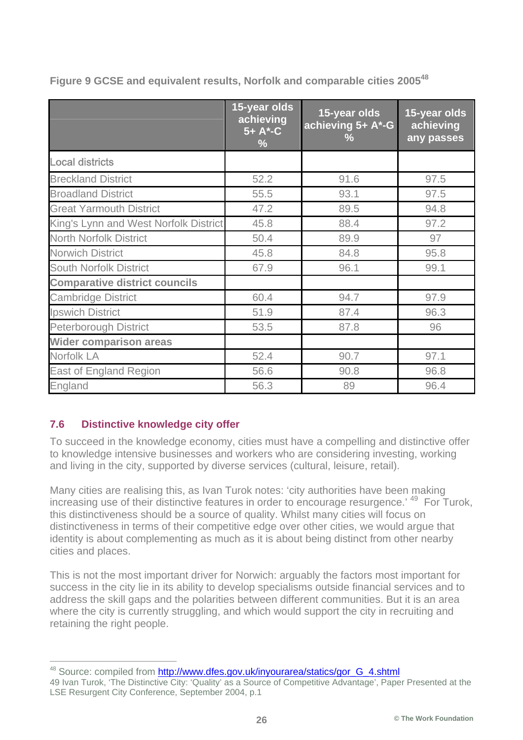**Figure 9 GCSE and equivalent results, Norfolk and comparable cities 2005**[48]

| | 15-year olds achieving 5+ A*-C % | 15-year olds achieving 5+ A*-G % | 15-year olds achieving any passes |
|---|---|---|---|
| Local districts | | | |
| Breckland District | 52.2 | 91.6 | 97.5 |
| Broadland District | 55.5 | 93.1 | 97.5 |
| Great Yarmouth District | 47.2 | 89.5 | 94.8 |
| King's Lynn and West Norfolk District | 45.8 | 88.4 | 97.2 |
| North Norfolk District | 50.4 | 89.9 | 97 |
| Norwich District | 45.8 | 84.8 | 95.8 |
| South Norfolk District | 67.9 | 96.1 | 99.1 |
| **Comparative district councils** | | | |
| Cambridge District | 60.4 | 94.7 | 97.9 |
| Ipswich District | 51.9 | 87.4 | 96.3 |
| Peterborough District | 53.5 | 87.8 | 96 |
| **Wider comparison areas** | | | |
| Norfolk LA | 52.4 | 90.7 | 97.1 |
| East of England Region | 56.6 | 90.8 | 96.8 |
| England | 56.3 | 89 | 96.4 |

## 7.6 Distinctive knowledge city offer

To succeed in the knowledge economy, cities must have a compelling and distinctive offer to knowledge intensive businesses and workers who are considering investing, working and living in the city, supported by diverse services (cultural, leisure, retail).

Many cities are realising this, as Ivan Turok notes: 'city authorities have been making increasing use of their distinctive features in order to encourage resurgence.'[49] For Turok, this distinctiveness should be a source of quality. Whilst many cities will focus on distinctiveness in terms of their competitive edge over other cities, we would argue that identity is about complementing as much as it is about being distinct from other nearby cities and places.

This is not the most important driver for Norwich: arguably the factors most important for success in the city lie in its ability to develop specialisms outside financial services and to address the skill gaps and the polarities between different communities. But it is an area where the city is currently struggling, and which would support the city in recruiting and retaining the right people.

---

[48] Source: compiled from http://www.dfes.gov.uk/inyourarea/statics/gor_G_4.shtml

[49] Ivan Turok, 'The Distinctive City: 'Quality' as a Source of Competitive Advantage', Paper Presented at the LSE Resurgent City Conference, September 2004, p.1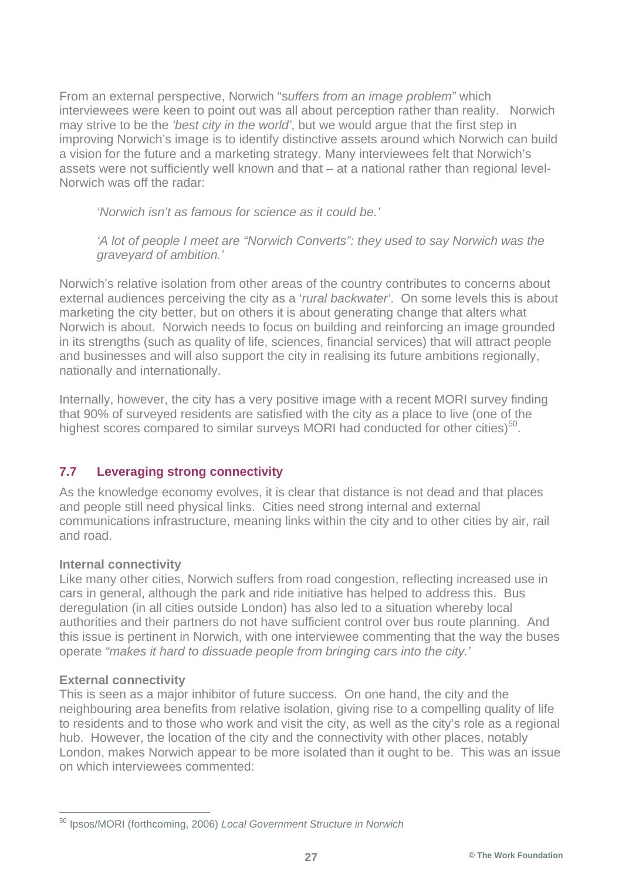From an external perspective, Norwich "s*uffers from an image problem"* which interviewees were keen to point out was all about perception rather than reality. Norwich may strive to be the *'best city in the world'*, but we would argue that the first step in improving Norwich's image is to identify distinctive assets around which Norwich can build a vision for the future and a marketing strategy. Many interviewees felt that Norwich's assets were not sufficiently well known and that – at a national rather than regional level- Norwich was off the radar:

> *'Norwich isn't as famous for science as it could be.'*
>
> *'A lot of people I meet are "Norwich Converts": they used to say Norwich was the graveyard of ambition.'*

Norwich's relative isolation from other areas of the country contributes to concerns about external audiences perceiving the city as a '*rural backwater'*. On some levels this is about marketing the city better, but on others it is about generating change that alters what Norwich is about. Norwich needs to focus on building and reinforcing an image grounded in its strengths (such as quality of life, sciences, financial services) that will attract people and businesses and will also support the city in realising its future ambitions regionally, nationally and internationally.

Internally, however, the city has a very positive image with a recent MORI survey finding that 90% of surveyed residents are satisfied with the city as a place to live (one of the highest scores compared to similar surveys MORI had conducted for other cities)[50].

## 7.7 Leveraging strong connectivity

As the knowledge economy evolves, it is clear that distance is not dead and that places and people still need physical links. Cities need strong internal and external communications infrastructure, meaning links within the city and to other cities by air, rail and road.

**Internal connectivity**

Like many other cities, Norwich suffers from road congestion, reflecting increased use in cars in general, although the park and ride initiative has helped to address this. Bus deregulation (in all cities outside London) has also led to a situation whereby local authorities and their partners do not have sufficient control over bus route planning. And this issue is pertinent in Norwich, with one interviewee commenting that the way the buses operate *"makes it hard to dissuade people from bringing cars into the city.'*

**External connectivity**

This is seen as a major inhibitor of future success. On one hand, the city and the neighbouring area benefits from relative isolation, giving rise to a compelling quality of life to residents and to those who work and visit the city, as well as the city's role as a regional hub. However, the location of the city and the connectivity with other places, notably London, makes Norwich appear to be more isolated than it ought to be. This was an issue on which interviewees commented:

---

[50] Ipsos/MORI (forthcoming, 2006) *Local Government Structure in Norwich*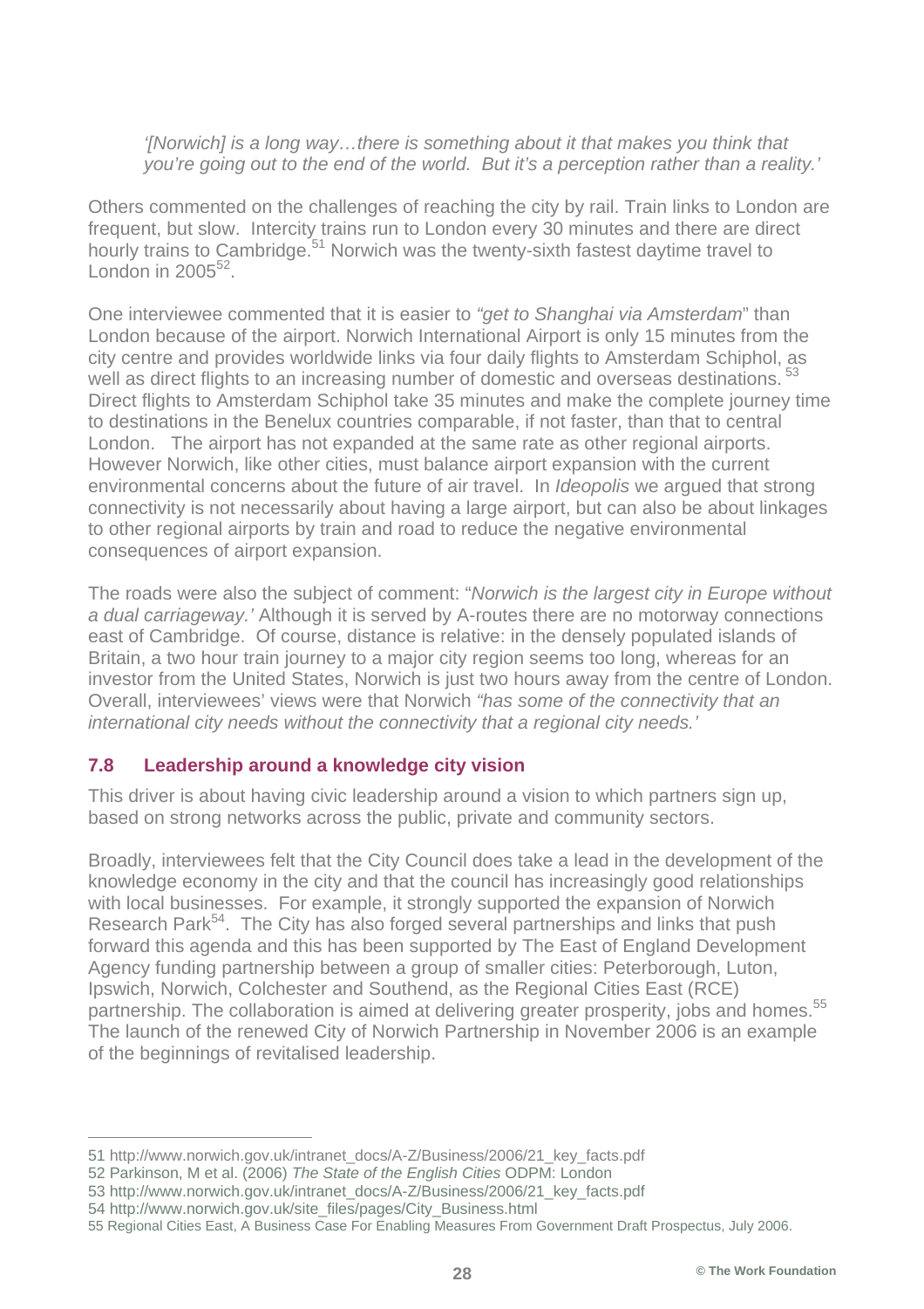*'[Norwich] is a long way…there is something about it that makes you think that you're going out to the end of the world. But it's a perception rather than a reality.'*

Others commented on the challenges of reaching the city by rail. Train links to London are frequent, but slow. Intercity trains run to London every 30 minutes and there are direct hourly trains to Cambridge.[51] Norwich was the twenty-sixth fastest daytime travel to London in 2005[52].

One interviewee commented that it is easier to *"get to Shanghai via Amsterdam*" than London because of the airport. Norwich International Airport is only 15 minutes from the city centre and provides worldwide links via four daily flights to Amsterdam Schiphol, as well as direct flights to an increasing number of domestic and overseas destinations.[53] Direct flights to Amsterdam Schiphol take 35 minutes and make the complete journey time to destinations in the Benelux countries comparable, if not faster, than that to central London. The airport has not expanded at the same rate as other regional airports. However Norwich, like other cities, must balance airport expansion with the current environmental concerns about the future of air travel. In *Ideopolis* we argued that strong connectivity is not necessarily about having a large airport, but can also be about linkages to other regional airports by train and road to reduce the negative environmental consequences of airport expansion.

The roads were also the subject of comment: "*Norwich is the largest city in Europe without a dual carriageway.'* Although it is served by A-routes there are no motorway connections east of Cambridge. Of course, distance is relative: in the densely populated islands of Britain, a two hour train journey to a major city region seems too long, whereas for an investor from the United States, Norwich is just two hours away from the centre of London. Overall, interviewees' views were that Norwich *"has some of the connectivity that an international city needs without the connectivity that a regional city needs.'*

## 7.8 Leadership around a knowledge city vision

This driver is about having civic leadership around a vision to which partners sign up, based on strong networks across the public, private and community sectors.

Broadly, interviewees felt that the City Council does take a lead in the development of the knowledge economy in the city and that the council has increasingly good relationships with local businesses. For example, it strongly supported the expansion of Norwich Research Park[54]. The City has also forged several partnerships and links that push forward this agenda and this has been supported by The East of England Development Agency funding partnership between a group of smaller cities: Peterborough, Luton, Ipswich, Norwich, Colchester and Southend, as the Regional Cities East (RCE) partnership. The collaboration is aimed at delivering greater prosperity, jobs and homes.[55] The launch of the renewed City of Norwich Partnership in November 2006 is an example of the beginnings of revitalised leadership.

---

51 http://www.norwich.gov.uk/intranet_docs/A-Z/Business/2006/21_key_facts.pdf

52 Parkinson, M et al. (2006) *The State of the English Cities* ODPM: London

53 http://www.norwich.gov.uk/intranet_docs/A-Z/Business/2006/21_key_facts.pdf

54 http://www.norwich.gov.uk/site_files/pages/City_Business.html

55 Regional Cities East, A Business Case For Enabling Measures From Government Draft Prospectus, July 2006.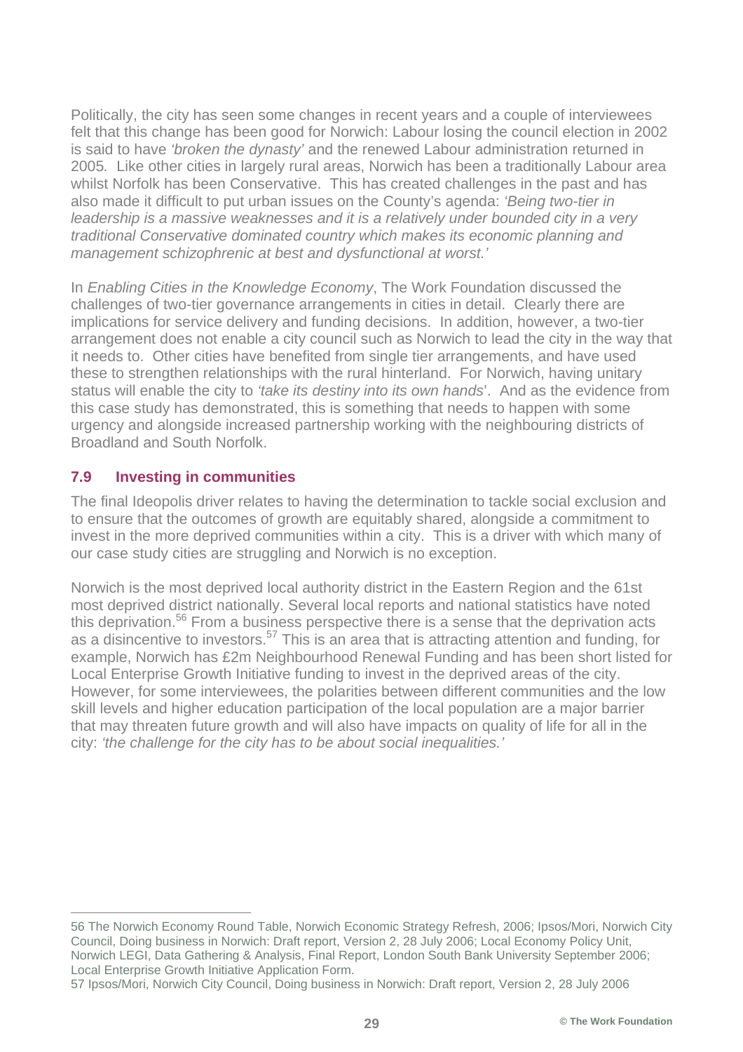Politically, the city has seen some changes in recent years and a couple of interviewees felt that this change has been good for Norwich: Labour losing the council election in 2002 is said to have *'broken the dynasty'* and the renewed Labour administration returned in 2005. Like other cities in largely rural areas, Norwich has been a traditionally Labour area whilst Norfolk has been Conservative. This has created challenges in the past and has also made it difficult to put urban issues on the County's agenda: *'Being two-tier in leadership is a massive weaknesses and it is a relatively under bounded city in a very traditional Conservative dominated country which makes its economic planning and management schizophrenic at best and dysfunctional at worst.'*

In *Enabling Cities in the Knowledge Economy*, The Work Foundation discussed the challenges of two-tier governance arrangements in cities in detail. Clearly there are implications for service delivery and funding decisions. In addition, however, a two-tier arrangement does not enable a city council such as Norwich to lead the city in the way that it needs to. Other cities have benefited from single tier arrangements, and have used these to strengthen relationships with the rural hinterland. For Norwich, having unitary status will enable the city to *'take its destiny into its own hands*'. And as the evidence from this case study has demonstrated, this is something that needs to happen with some urgency and alongside increased partnership working with the neighbouring districts of Broadland and South Norfolk.

## 7.9 Investing in communities

The final Ideopolis driver relates to having the determination to tackle social exclusion and to ensure that the outcomes of growth are equitably shared, alongside a commitment to invest in the more deprived communities within a city. This is a driver with which many of our case study cities are struggling and Norwich is no exception.

Norwich is the most deprived local authority district in the Eastern Region and the 61st most deprived district nationally. Several local reports and national statistics have noted this deprivation.[56] From a business perspective there is a sense that the deprivation acts as a disincentive to investors.[57] This is an area that is attracting attention and funding, for example, Norwich has £2m Neighbourhood Renewal Funding and has been short listed for Local Enterprise Growth Initiative funding to invest in the deprived areas of the city. However, for some interviewees, the polarities between different communities and the low skill levels and higher education participation of the local population are a major barrier that may threaten future growth and will also have impacts on quality of life for all in the city: *'the challenge for the city has to be about social inequalities.'*

---

56 The Norwich Economy Round Table, Norwich Economic Strategy Refresh, 2006; Ipsos/Mori, Norwich City Council, Doing business in Norwich: Draft report, Version 2, 28 July 2006; Local Economy Policy Unit, Norwich LEGI, Data Gathering & Analysis, Final Report, London South Bank University September 2006; Local Enterprise Growth Initiative Application Form.

57 Ipsos/Mori, Norwich City Council, Doing business in Norwich: Draft report, Version 2, 28 July 2006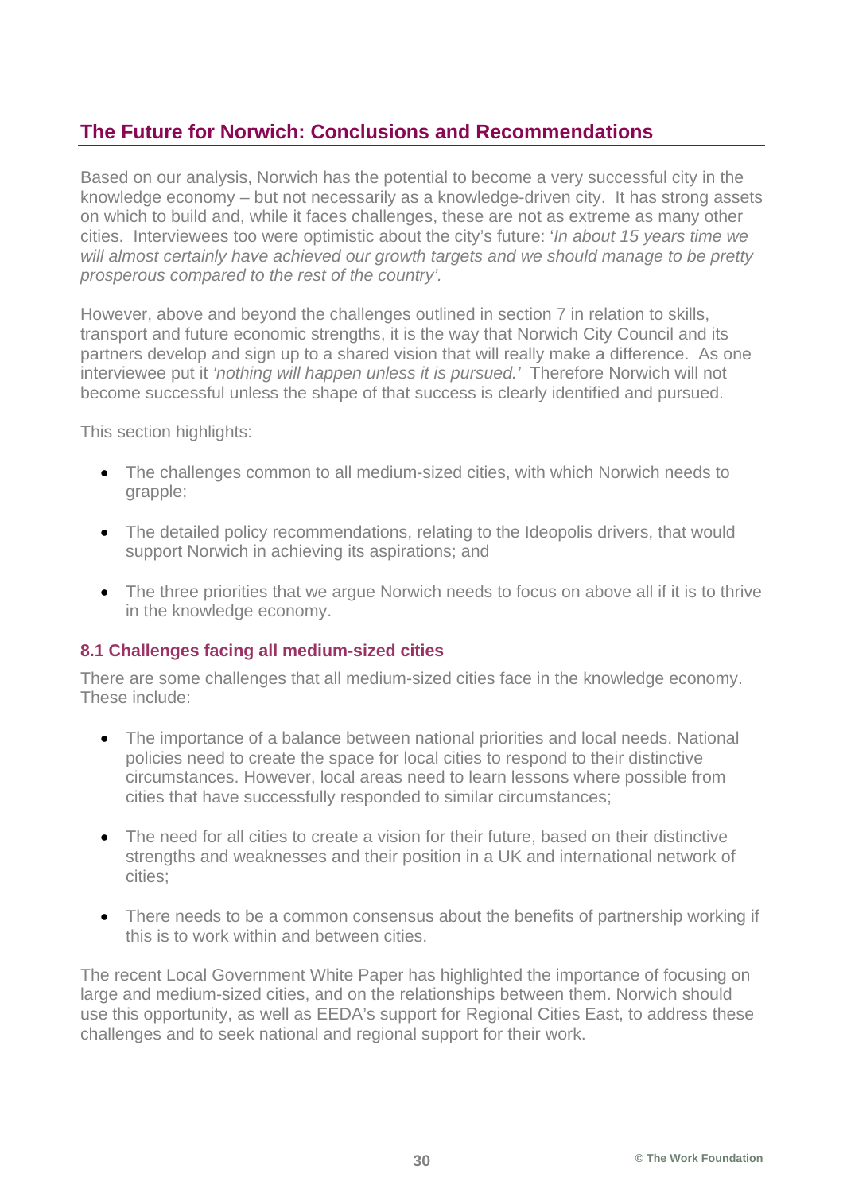## The Future for Norwich: Conclusions and Recommendations

Based on our analysis, Norwich has the potential to become a very successful city in the knowledge economy – but not necessarily as a knowledge-driven city. It has strong assets on which to build and, while it faces challenges, these are not as extreme as many other cities. Interviewees too were optimistic about the city's future: '*In about 15 years time we will almost certainly have achieved our growth targets and we should manage to be pretty prosperous compared to the rest of the country'.*

However, above and beyond the challenges outlined in section 7 in relation to skills, transport and future economic strengths, it is the way that Norwich City Council and its partners develop and sign up to a shared vision that will really make a difference. As one interviewee put it *'nothing will happen unless it is pursued.'* Therefore Norwich will not become successful unless the shape of that success is clearly identified and pursued.

This section highlights:

- The challenges common to all medium-sized cities, with which Norwich needs to grapple;
- The detailed policy recommendations, relating to the Ideopolis drivers, that would support Norwich in achieving its aspirations; and
- The three priorities that we argue Norwich needs to focus on above all if it is to thrive in the knowledge economy.

### 8.1 Challenges facing all medium-sized cities

There are some challenges that all medium-sized cities face in the knowledge economy. These include:

- The importance of a balance between national priorities and local needs. National policies need to create the space for local cities to respond to their distinctive circumstances. However, local areas need to learn lessons where possible from cities that have successfully responded to similar circumstances;
- The need for all cities to create a vision for their future, based on their distinctive strengths and weaknesses and their position in a UK and international network of cities;
- There needs to be a common consensus about the benefits of partnership working if this is to work within and between cities.

The recent Local Government White Paper has highlighted the importance of focusing on large and medium-sized cities, and on the relationships between them. Norwich should use this opportunity, as well as EEDA's support for Regional Cities East, to address these challenges and to seek national and regional support for their work.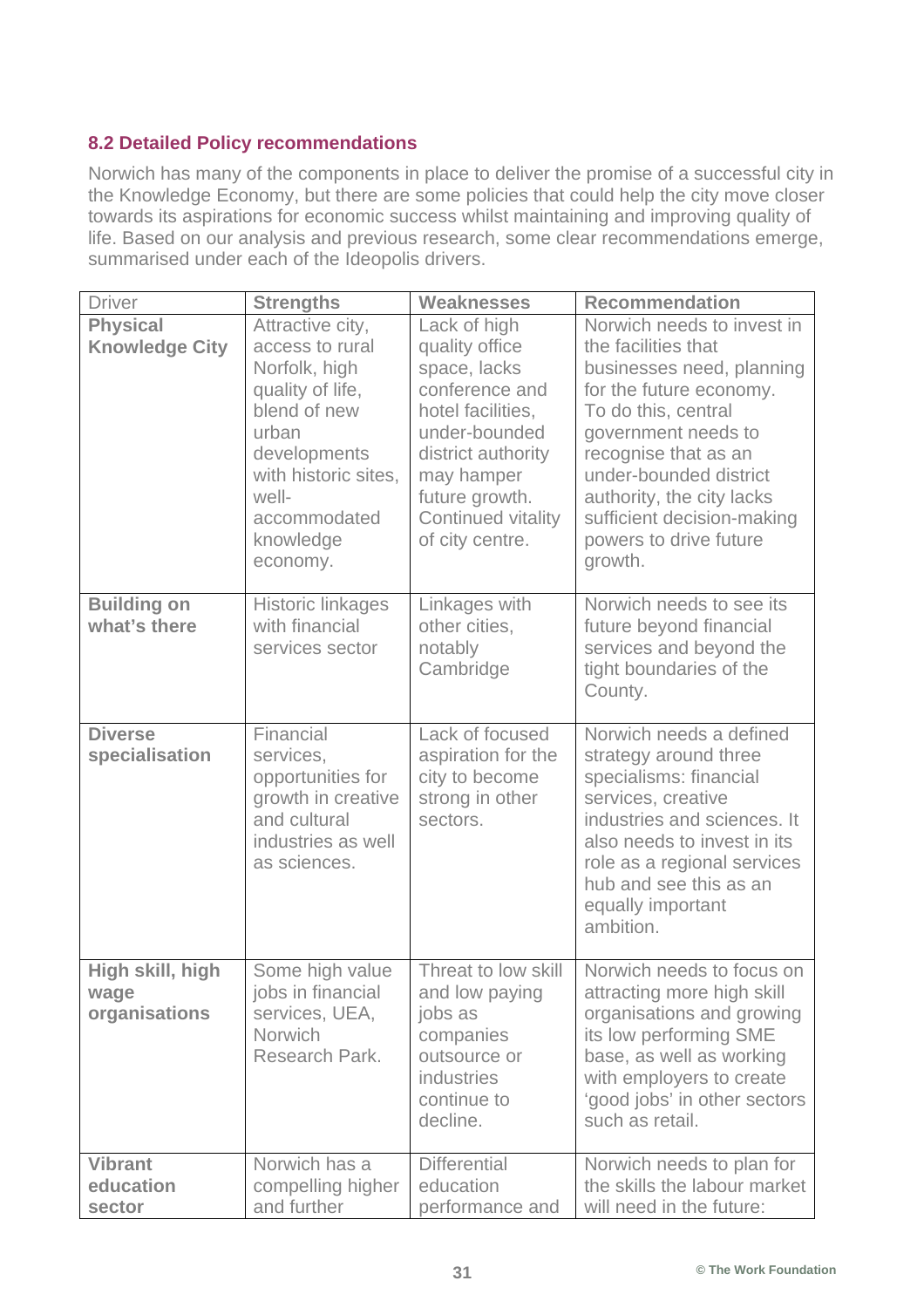## 8.2 Detailed Policy recommendations

Norwich has many of the components in place to deliver the promise of a successful city in the Knowledge Economy, but there are some policies that could help the city move closer towards its aspirations for economic success whilst maintaining and improving quality of life. Based on our analysis and previous research, some clear recommendations emerge, summarised under each of the Ideopolis drivers.

| Driver | **Strengths** | **Weaknesses** | **Recommendation** |
|---|---|---|---|
| **Physical Knowledge City** | Attractive city, access to rural Norfolk, high quality of life, blend of new urban developments with historic sites, well-accommodated knowledge economy. | Lack of high quality office space, lacks conference and hotel facilities, under-bounded district authority may hamper future growth. Continued vitality of city centre. | Norwich needs to invest in the facilities that businesses need, planning for the future economy. To do this, central government needs to recognise that as an under-bounded district authority, the city lacks sufficient decision-making powers to drive future growth. |
| **Building on what's there** | Historic linkages with financial services sector | Linkages with other cities, notably Cambridge | Norwich needs to see its future beyond financial services and beyond the tight boundaries of the County. |
| **Diverse specialisation** | Financial services, opportunities for growth in creative and cultural industries as well as sciences. | Lack of focused aspiration for the city to become strong in other sectors. | Norwich needs a defined strategy around three specialisms: financial services, creative industries and sciences. It also needs to invest in its role as a regional services hub and see this as an equally important ambition. |
| **High skill, high wage organisations** | Some high value jobs in financial services, UEA, Norwich Research Park. | Threat to low skill and low paying jobs as companies outsource or industries continue to decline. | Norwich needs to focus on attracting more high skill organisations and growing its low performing SME base, as well as working with employers to create 'good jobs' in other sectors such as retail. |
| **Vibrant education sector** | Norwich has a compelling higher and further | Differential education performance and | Norwich needs to plan for the skills the labour market will need in the future: |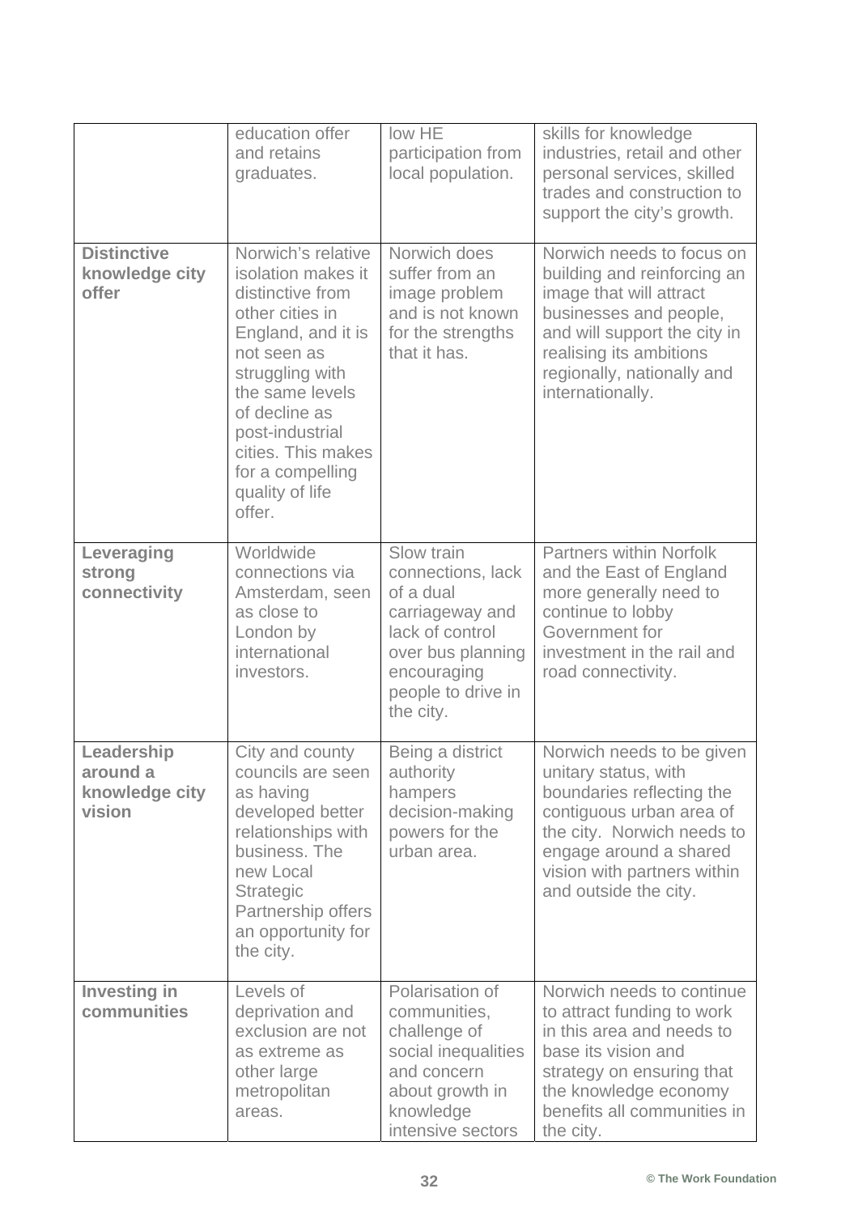| | | | |
|---|---|---|---|
| | education offer and retains graduates. | low HE participation from local population. | skills for knowledge industries, retail and other personal services, skilled trades and construction to support the city's growth. |
| **Distinctive knowledge city offer** | Norwich's relative isolation makes it distinctive from other cities in England, and it is not seen as struggling with the same levels of decline as post-industrial cities. This makes for a compelling quality of life offer. | Norwich does suffer from an image problem and is not known for the strengths that it has. | Norwich needs to focus on building and reinforcing an image that will attract businesses and people, and will support the city in realising its ambitions regionally, nationally and internationally. |
| **Leveraging strong connectivity** | Worldwide connections via Amsterdam, seen as close to London by international investors. | Slow train connections, lack of a dual carriageway and lack of control over bus planning encouraging people to drive in the city. | Partners within Norfolk and the East of England more generally need to continue to lobby Government for investment in the rail and road connectivity. |
| **Leadership around a knowledge city vision** | City and county councils are seen as having developed better relationships with business. The new Local Strategic Partnership offers an opportunity for the city. | Being a district authority hampers decision-making powers for the urban area. | Norwich needs to be given unitary status, with boundaries reflecting the contiguous urban area of the city. Norwich needs to engage around a shared vision with partners within and outside the city. |
| **Investing in communities** | Levels of deprivation and exclusion are not as extreme as other large metropolitan areas. | Polarisation of communities, challenge of social inequalities and concern about growth in knowledge intensive sectors | Norwich needs to continue to attract funding to work in this area and needs to base its vision and strategy on ensuring that the knowledge economy benefits all communities in the city. |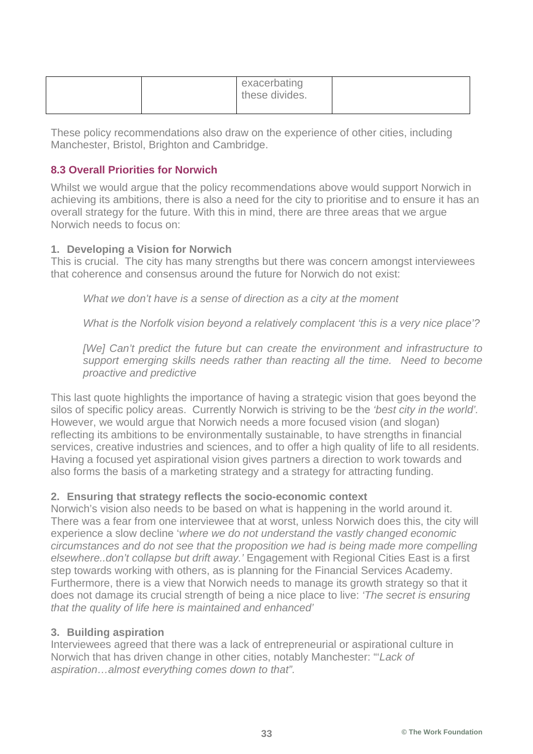|  |  | exacerbating these divides. |  |
|---|---|---|---|

These policy recommendations also draw on the experience of other cities, including Manchester, Bristol, Brighton and Cambridge.

## 8.3 Overall Priorities for Norwich

Whilst we would argue that the policy recommendations above would support Norwich in achieving its ambitions, there is also a need for the city to prioritise and to ensure it has an overall strategy for the future. With this in mind, there are three areas that we argue Norwich needs to focus on:

**1. Developing a Vision for Norwich**

This is crucial. The city has many strengths but there was concern amongst interviewees that coherence and consensus around the future for Norwich do not exist:

> *What we don't have is a sense of direction as a city at the moment*
>
> *What is the Norfolk vision beyond a relatively complacent 'this is a very nice place'?*
>
> *[We] Can't predict the future but can create the environment and infrastructure to support emerging skills needs rather than reacting all the time. Need to become proactive and predictive*

This last quote highlights the importance of having a strategic vision that goes beyond the silos of specific policy areas. Currently Norwich is striving to be the *'best city in the world'.* However, we would argue that Norwich needs a more focused vision (and slogan) reflecting its ambitions to be environmentally sustainable, to have strengths in financial services, creative industries and sciences, and to offer a high quality of life to all residents. Having a focused yet aspirational vision gives partners a direction to work towards and also forms the basis of a marketing strategy and a strategy for attracting funding.

**2. Ensuring that strategy reflects the socio-economic context**

Norwich's vision also needs to be based on what is happening in the world around it. There was a fear from one interviewee that at worst, unless Norwich does this, the city will experience a slow decline '*where we do not understand the vastly changed economic circumstances and do not see that the proposition we had is being made more compelling elsewhere..don't collapse but drift away.'* Engagement with Regional Cities East is a first step towards working with others, as is planning for the Financial Services Academy. Furthermore, there is a view that Norwich needs to manage its growth strategy so that it does not damage its crucial strength of being a nice place to live: *'The secret is ensuring that the quality of life here is maintained and enhanced'*

**3. Building aspiration**

Interviewees agreed that there was a lack of entrepreneurial or aspirational culture in Norwich that has driven change in other cities, notably Manchester: "'*Lack of aspiration…almost everything comes down to that".*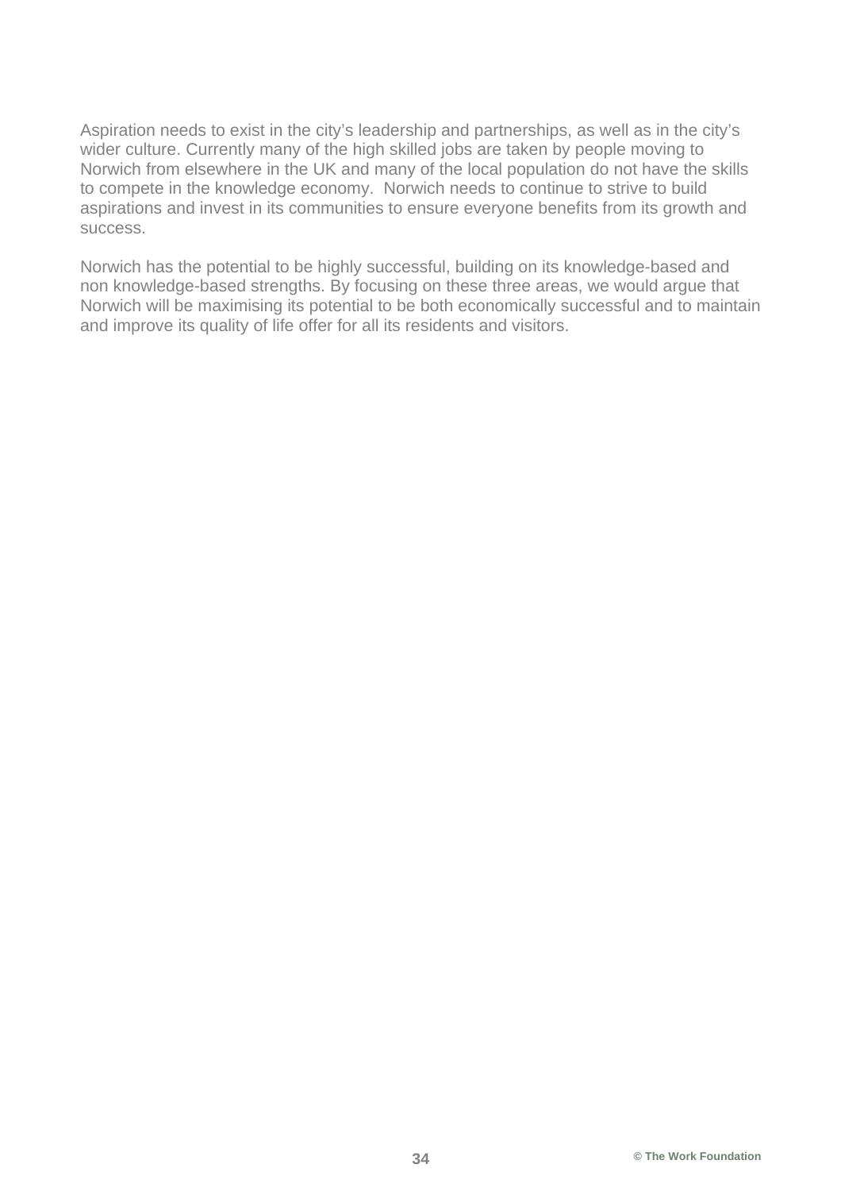Aspiration needs to exist in the city's leadership and partnerships, as well as in the city's wider culture. Currently many of the high skilled jobs are taken by people moving to Norwich from elsewhere in the UK and many of the local population do not have the skills to compete in the knowledge economy.  Norwich needs to continue to strive to build aspirations and invest in its communities to ensure everyone benefits from its growth and success.

Norwich has the potential to be highly successful, building on its knowledge-based and non knowledge-based strengths. By focusing on these three areas, we would argue that Norwich will be maximising its potential to be both economically successful and to maintain and improve its quality of life offer for all its residents and visitors.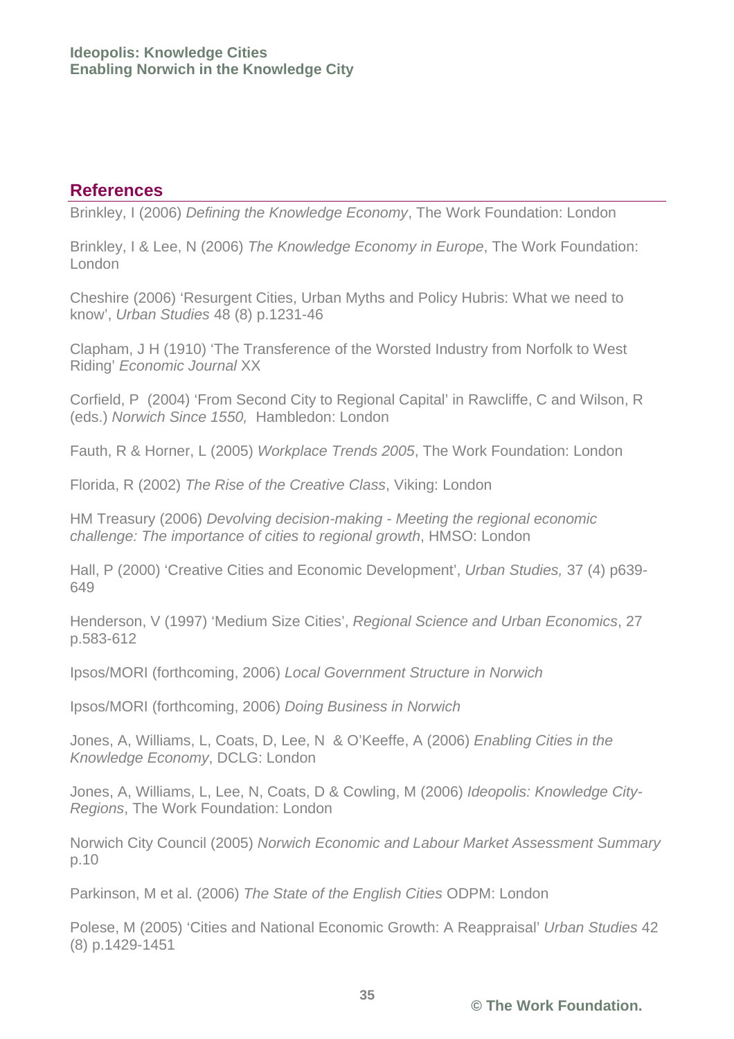## References

Brinkley, I (2006) *Defining the Knowledge Economy*, The Work Foundation: London

Brinkley, I & Lee, N (2006) *The Knowledge Economy in Europe*, The Work Foundation: London

Cheshire (2006) 'Resurgent Cities, Urban Myths and Policy Hubris: What we need to know', *Urban Studies* 48 (8) p.1231-46

Clapham, J H (1910) 'The Transference of the Worsted Industry from Norfolk to West Riding' *Economic Journal* XX

Corfield, P (2004) 'From Second City to Regional Capital' in Rawcliffe, C and Wilson, R (eds.) *Norwich Since 1550,* Hambledon: London

Fauth, R & Horner, L (2005) *Workplace Trends 2005*, The Work Foundation: London

Florida, R (2002) *The Rise of the Creative Class*, Viking: London

HM Treasury (2006) *Devolving decision-making - Meeting the regional economic challenge: The importance of cities to regional growth*, HMSO: London

Hall, P (2000) 'Creative Cities and Economic Development', *Urban Studies,* 37 (4) p639-649

Henderson, V (1997) 'Medium Size Cities', *Regional Science and Urban Economics*, 27 p.583-612

Ipsos/MORI (forthcoming, 2006) *Local Government Structure in Norwich*

Ipsos/MORI (forthcoming, 2006) *Doing Business in Norwich*

Jones, A, Williams, L, Coats, D, Lee, N & O'Keeffe, A (2006) *Enabling Cities in the Knowledge Economy*, DCLG: London

Jones, A, Williams, L, Lee, N, Coats, D & Cowling, M (2006) *Ideopolis: Knowledge City-Regions*, The Work Foundation: London

Norwich City Council (2005) *Norwich Economic and Labour Market Assessment Summary* p.10

Parkinson, M et al. (2006) *The State of the English Cities* ODPM: London

Polese, M (2005) 'Cities and National Economic Growth: A Reappraisal' *Urban Studies* 42 (8) p.1429-1451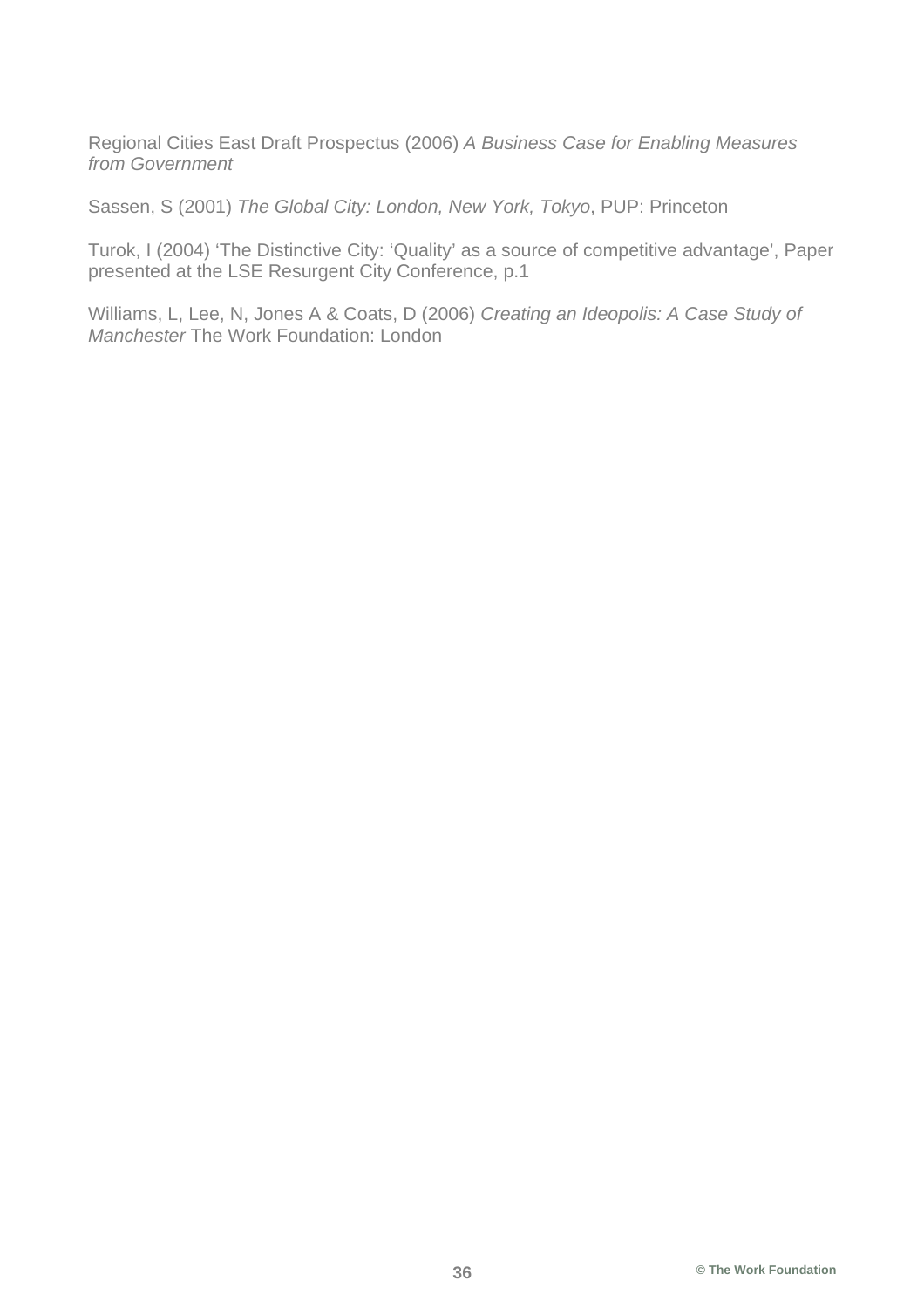Regional Cities East Draft Prospectus (2006) *A Business Case for Enabling Measures from Government*

Sassen, S (2001) *The Global City: London, New York, Tokyo*, PUP: Princeton

Turok, I (2004) 'The Distinctive City: 'Quality' as a source of competitive advantage', Paper presented at the LSE Resurgent City Conference, p.1

Williams, L, Lee, N, Jones A & Coats, D (2006) *Creating an Ideopolis: A Case Study of Manchester* The Work Foundation: London